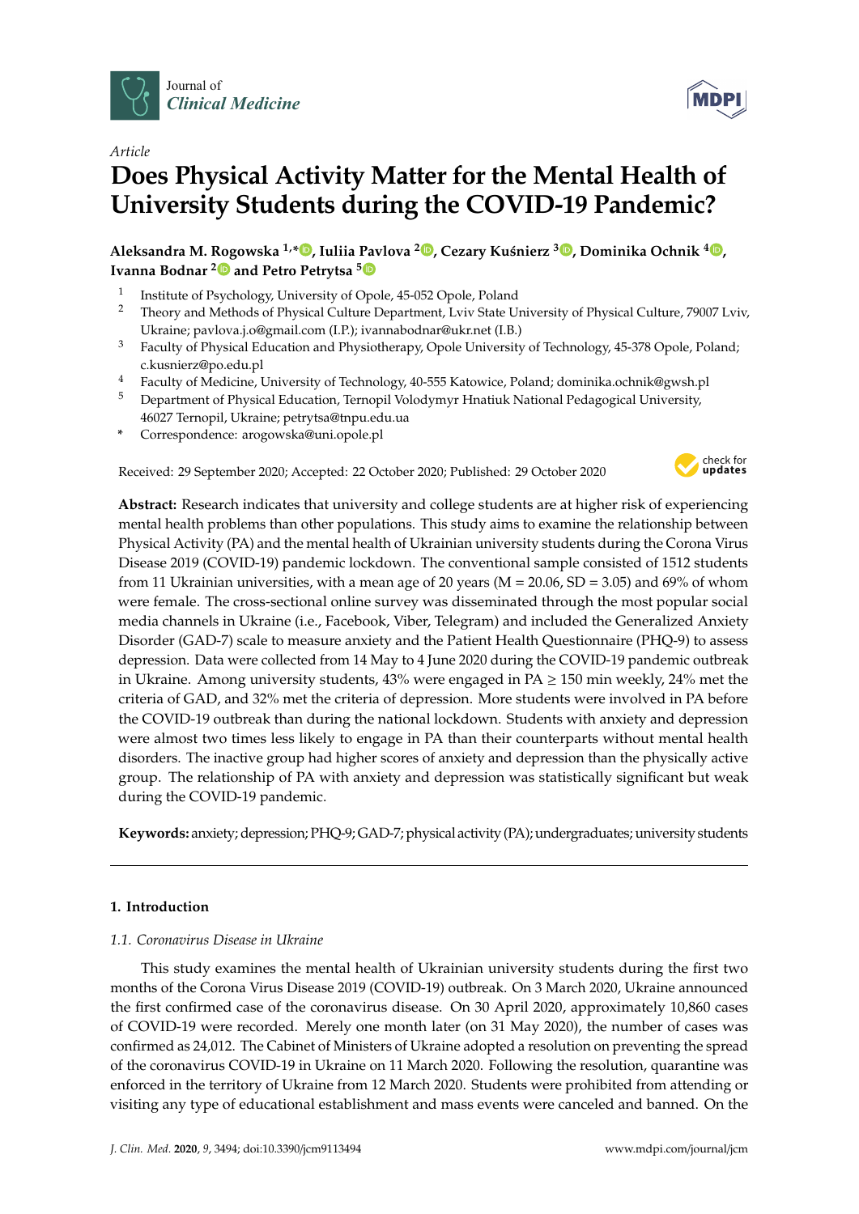Article

# Does Physical Activity Matter for the Mental Health of University Students during the COVID-19 Pandemic?

**Aleksandra M. Rogowska [1,*], Iuliia Pavlova [2], Cezary Kuśnierz [3], Dominika Ochnik [4], Ivanna Bodnar [2] and Petro Petrytsa [5]**

[1] Institute of Psychology, University of Opole, 45-052 Opole, Poland
[2] Theory and Methods of Physical Culture Department, Lviv State University of Physical Culture, 79007 Lviv, Ukraine; pavlova.j.o@gmail.com (I.P.); ivannabodnar@ukr.net (I.B.)
[3] Faculty of Physical Education and Physiotherapy, Opole University of Technology, 45-378 Opole, Poland; c.kusnierz@po.edu.pl
[4] Faculty of Medicine, University of Technology, 40-555 Katowice, Poland; dominika.ochnik@gwsh.pl
[5] Department of Physical Education, Ternopil Volodymyr Hnatiuk National Pedagogical University, 46027 Ternopil, Ukraine; petrytsa@tnpu.edu.ua
\* Correspondence: arogowska@uni.opole.pl

Received: 29 September 2020; Accepted: 22 October 2020; Published: 29 October 2020

**Abstract:** Research indicates that university and college students are at higher risk of experiencing mental health problems than other populations. This study aims to examine the relationship between Physical Activity (PA) and the mental health of Ukrainian university students during the Corona Virus Disease 2019 (COVID-19) pandemic lockdown. The conventional sample consisted of 1512 students from 11 Ukrainian universities, with a mean age of 20 years (M = 20.06, SD = 3.05) and 69% of whom were female. The cross-sectional online survey was disseminated through the most popular social media channels in Ukraine (i.e., Facebook, Viber, Telegram) and included the Generalized Anxiety Disorder (GAD-7) scale to measure anxiety and the Patient Health Questionnaire (PHQ-9) to assess depression. Data were collected from 14 May to 4 June 2020 during the COVID-19 pandemic outbreak in Ukraine. Among university students, 43% were engaged in PA ≥ 150 min weekly, 24% met the criteria of GAD, and 32% met the criteria of depression. More students were involved in PA before the COVID-19 outbreak than during the national lockdown. Students with anxiety and depression were almost two times less likely to engage in PA than their counterparts without mental health disorders. The inactive group had higher scores of anxiety and depression than the physically active group. The relationship of PA with anxiety and depression was statistically significant but weak during the COVID-19 pandemic.

**Keywords:** anxiety; depression; PHQ-9; GAD-7; physical activity (PA); undergraduates; university students

## 1. Introduction

### 1.1. Coronavirus Disease in Ukraine

This study examines the mental health of Ukrainian university students during the first two months of the Corona Virus Disease 2019 (COVID-19) outbreak. On 3 March 2020, Ukraine announced the first confirmed case of the coronavirus disease. On 30 April 2020, approximately 10,860 cases of COVID-19 were recorded. Merely one month later (on 31 May 2020), the number of cases was confirmed as 24,012. The Cabinet of Ministers of Ukraine adopted a resolution on preventing the spread of the coronavirus COVID-19 in Ukraine on 11 March 2020. Following the resolution, quarantine was enforced in the territory of Ukraine from 12 March 2020. Students were prohibited from attending or visiting any type of educational establishment and mass events were canceled and banned. On the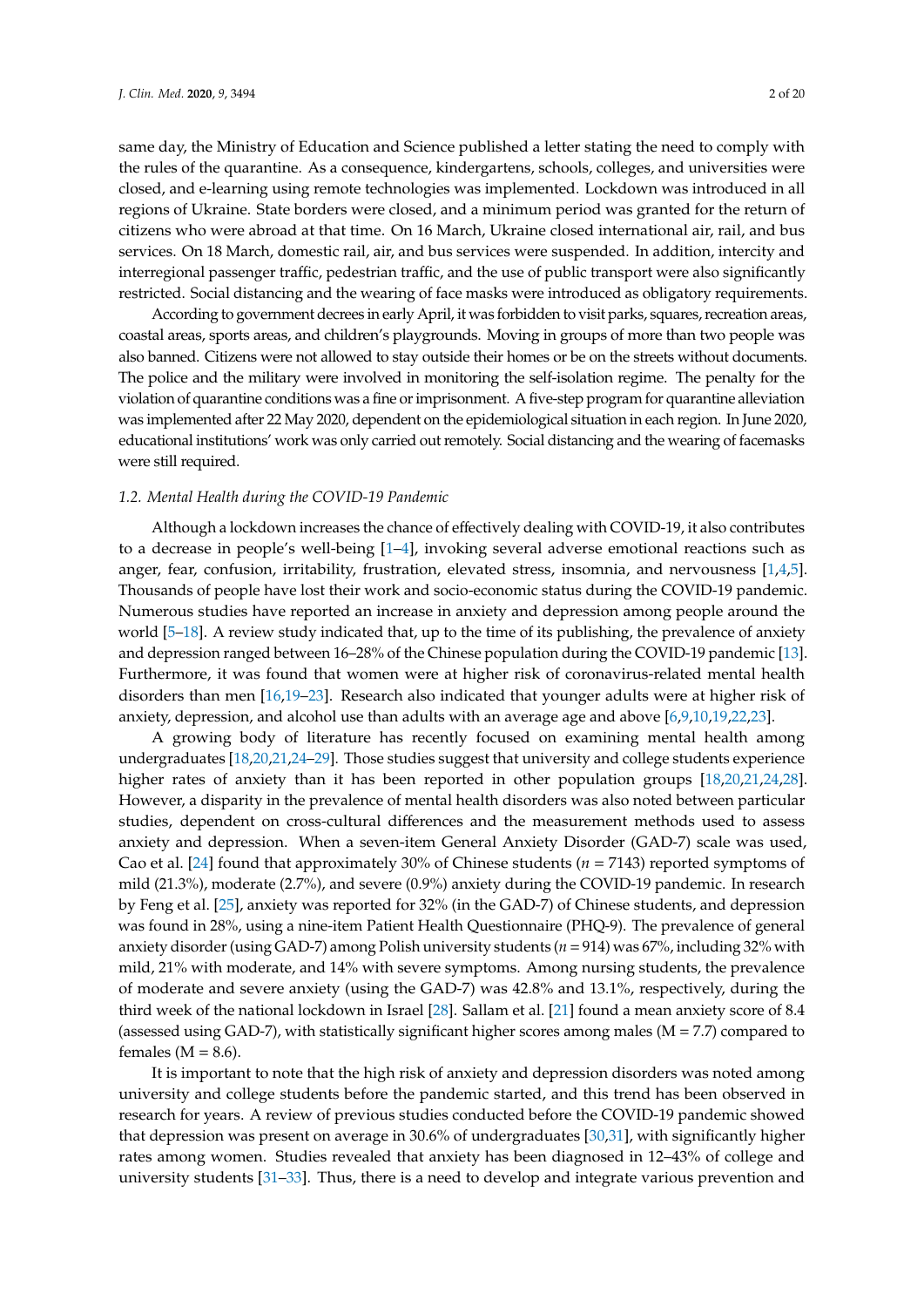same day, the Ministry of Education and Science published a letter stating the need to comply with the rules of the quarantine. As a consequence, kindergartens, schools, colleges, and universities were closed, and e-learning using remote technologies was implemented. Lockdown was introduced in all regions of Ukraine. State borders were closed, and a minimum period was granted for the return of citizens who were abroad at that time. On 16 March, Ukraine closed international air, rail, and bus services. On 18 March, domestic rail, air, and bus services were suspended. In addition, intercity and interregional passenger traffic, pedestrian traffic, and the use of public transport were also significantly restricted. Social distancing and the wearing of face masks were introduced as obligatory requirements.

According to government decrees in early April, it was forbidden to visit parks, squares, recreation areas, coastal areas, sports areas, and children's playgrounds. Moving in groups of more than two people was also banned. Citizens were not allowed to stay outside their homes or be on the streets without documents. The police and the military were involved in monitoring the self-isolation regime. The penalty for the violation of quarantine conditions was a fine or imprisonment. A five-step program for quarantine alleviation was implemented after 22 May 2020, dependent on the epidemiological situation in each region. In June 2020, educational institutions' work was only carried out remotely. Social distancing and the wearing of facemasks were still required.

### *1.2. Mental Health during the COVID-19 Pandemic*

Although a lockdown increases the chance of effectively dealing with COVID-19, it also contributes to a decrease in people's well-being [1–4], invoking several adverse emotional reactions such as anger, fear, confusion, irritability, frustration, elevated stress, insomnia, and nervousness [1,4,5]. Thousands of people have lost their work and socio-economic status during the COVID-19 pandemic. Numerous studies have reported an increase in anxiety and depression among people around the world [5–18]. A review study indicated that, up to the time of its publishing, the prevalence of anxiety and depression ranged between 16–28% of the Chinese population during the COVID-19 pandemic [13]. Furthermore, it was found that women were at higher risk of coronavirus-related mental health disorders than men [16,19–23]. Research also indicated that younger adults were at higher risk of anxiety, depression, and alcohol use than adults with an average age and above [6,9,10,19,22,23].

A growing body of literature has recently focused on examining mental health among undergraduates [18,20,21,24–29]. Those studies suggest that university and college students experience higher rates of anxiety than it has been reported in other population groups [18,20,21,24,28]. However, a disparity in the prevalence of mental health disorders was also noted between particular studies, dependent on cross-cultural differences and the measurement methods used to assess anxiety and depression. When a seven-item General Anxiety Disorder (GAD-7) scale was used, Cao et al. [24] found that approximately 30% of Chinese students ($n = 7143$) reported symptoms of mild (21.3%), moderate (2.7%), and severe (0.9%) anxiety during the COVID-19 pandemic. In research by Feng et al. [25], anxiety was reported for 32% (in the GAD-7) of Chinese students, and depression was found in 28%, using a nine-item Patient Health Questionnaire (PHQ-9). The prevalence of general anxiety disorder (using GAD-7) among Polish university students ($n = 914$) was 67%, including 32% with mild, 21% with moderate, and 14% with severe symptoms. Among nursing students, the prevalence of moderate and severe anxiety (using the GAD-7) was 42.8% and 13.1%, respectively, during the third week of the national lockdown in Israel [28]. Sallam et al. [21] found a mean anxiety score of 8.4 (assessed using GAD-7), with statistically significant higher scores among males ($M = 7.7$) compared to females ($M = 8.6$).

It is important to note that the high risk of anxiety and depression disorders was noted among university and college students before the pandemic started, and this trend has been observed in research for years. A review of previous studies conducted before the COVID-19 pandemic showed that depression was present on average in 30.6% of undergraduates [30,31], with significantly higher rates among women. Studies revealed that anxiety has been diagnosed in 12–43% of college and university students [31–33]. Thus, there is a need to develop and integrate various prevention and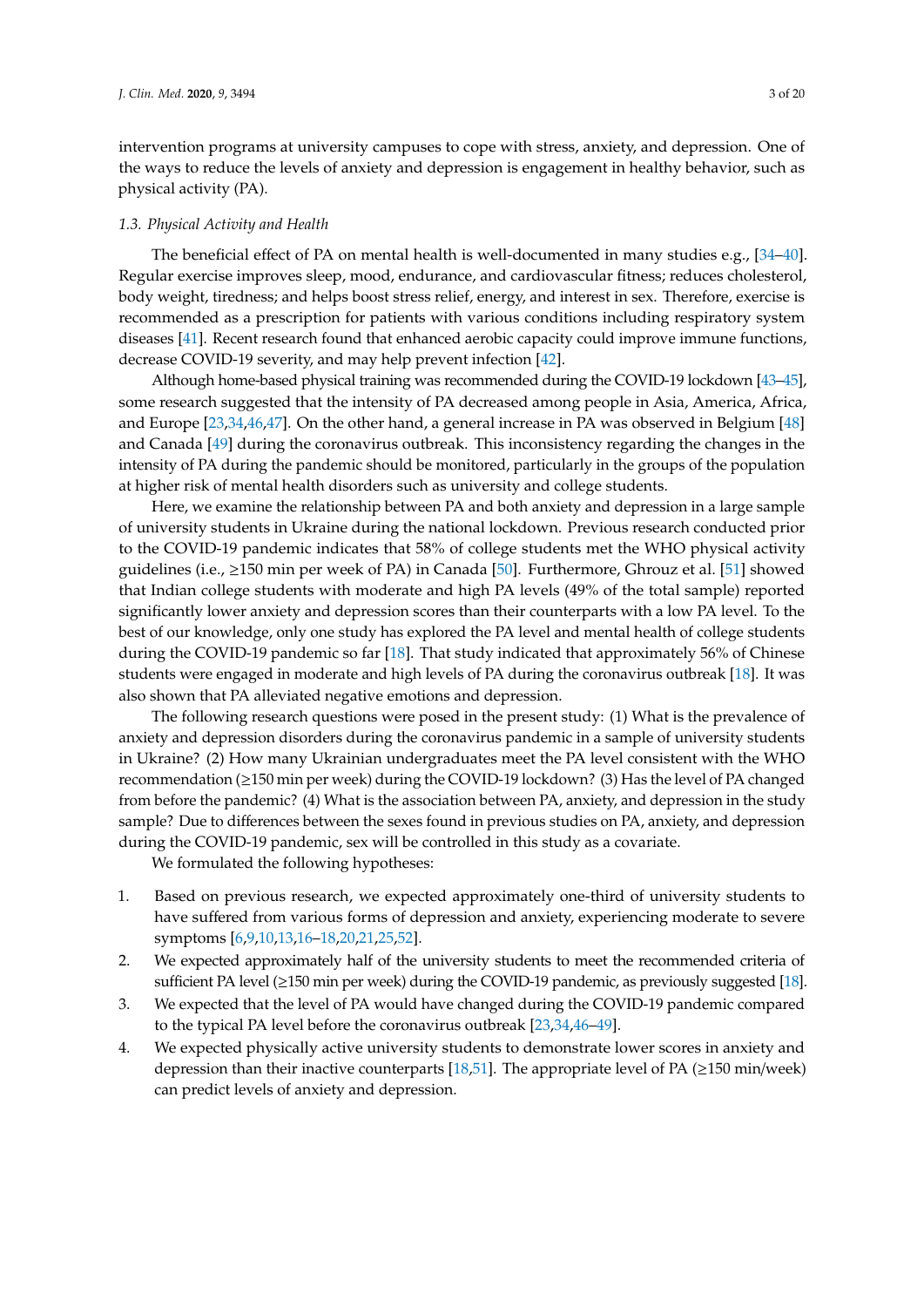intervention programs at university campuses to cope with stress, anxiety, and depression. One of the ways to reduce the levels of anxiety and depression is engagement in healthy behavior, such as physical activity (PA).

### *1.3. Physical Activity and Health*

The beneficial effect of PA on mental health is well-documented in many studies e.g., [34–40]. Regular exercise improves sleep, mood, endurance, and cardiovascular fitness; reduces cholesterol, body weight, tiredness; and helps boost stress relief, energy, and interest in sex. Therefore, exercise is recommended as a prescription for patients with various conditions including respiratory system diseases [41]. Recent research found that enhanced aerobic capacity could improve immune functions, decrease COVID-19 severity, and may help prevent infection [42].

Although home-based physical training was recommended during the COVID-19 lockdown [43–45], some research suggested that the intensity of PA decreased among people in Asia, America, Africa, and Europe [23,34,46,47]. On the other hand, a general increase in PA was observed in Belgium [48] and Canada [49] during the coronavirus outbreak. This inconsistency regarding the changes in the intensity of PA during the pandemic should be monitored, particularly in the groups of the population at higher risk of mental health disorders such as university and college students.

Here, we examine the relationship between PA and both anxiety and depression in a large sample of university students in Ukraine during the national lockdown. Previous research conducted prior to the COVID-19 pandemic indicates that 58% of college students met the WHO physical activity guidelines (i.e., ≥150 min per week of PA) in Canada [50]. Furthermore, Ghrouz et al. [51] showed that Indian college students with moderate and high PA levels (49% of the total sample) reported significantly lower anxiety and depression scores than their counterparts with a low PA level. To the best of our knowledge, only one study has explored the PA level and mental health of college students during the COVID-19 pandemic so far [18]. That study indicated that approximately 56% of Chinese students were engaged in moderate and high levels of PA during the coronavirus outbreak [18]. It was also shown that PA alleviated negative emotions and depression.

The following research questions were posed in the present study: (1) What is the prevalence of anxiety and depression disorders during the coronavirus pandemic in a sample of university students in Ukraine? (2) How many Ukrainian undergraduates meet the PA level consistent with the WHO recommendation (≥150 min per week) during the COVID-19 lockdown? (3) Has the level of PA changed from before the pandemic? (4) What is the association between PA, anxiety, and depression in the study sample? Due to differences between the sexes found in previous studies on PA, anxiety, and depression during the COVID-19 pandemic, sex will be controlled in this study as a covariate.

We formulated the following hypotheses:

1. Based on previous research, we expected approximately one-third of university students to have suffered from various forms of depression and anxiety, experiencing moderate to severe symptoms [6,9,10,13,16–18,20,21,25,52].
2. We expected approximately half of the university students to meet the recommended criteria of sufficient PA level (≥150 min per week) during the COVID-19 pandemic, as previously suggested [18].
3. We expected that the level of PA would have changed during the COVID-19 pandemic compared to the typical PA level before the coronavirus outbreak [23,34,46–49].
4. We expected physically active university students to demonstrate lower scores in anxiety and depression than their inactive counterparts [18,51]. The appropriate level of PA (≥150 min/week) can predict levels of anxiety and depression.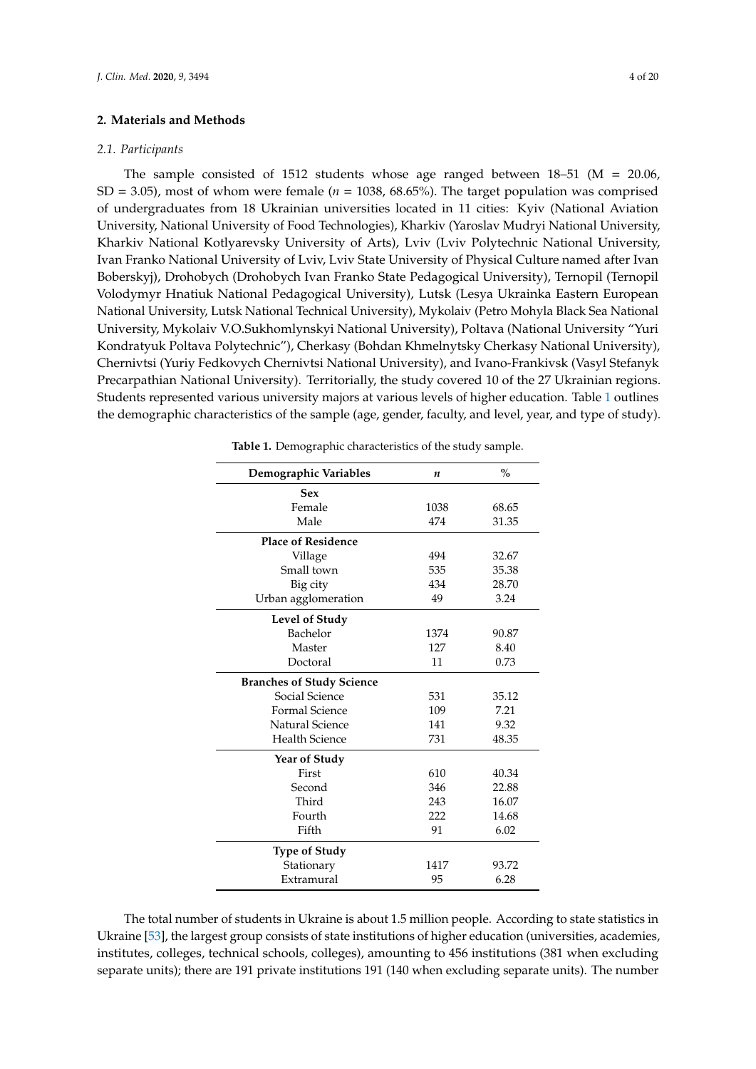## 2. Materials and Methods

### 2.1. Participants

The sample consisted of 1512 students whose age ranged between 18–51 (M = 20.06, SD = 3.05), most of whom were female ($n$ = 1038, 68.65%). The target population was comprised of undergraduates from 18 Ukrainian universities located in 11 cities: Kyiv (National Aviation University, National University of Food Technologies), Kharkiv (Yaroslav Mudryi National University, Kharkiv National Kotlyarevsky University of Arts), Lviv (Lviv Polytechnic National University, Ivan Franko National University of Lviv, Lviv State University of Physical Culture named after Ivan Boberskyj), Drohobych (Drohobych Ivan Franko State Pedagogical University), Ternopil (Ternopil Volodymyr Hnatiuk National Pedagogical University), Lutsk (Lesya Ukrainka Eastern European National University, Lutsk National Technical University), Mykolaiv (Petro Mohyla Black Sea National University, Mykolaiv V.O.Sukhomlynskyi National University), Poltava (National University "Yuri Kondratyuk Poltava Polytechnic"), Cherkasy (Bohdan Khmelnytsky Cherkasy National University), Chernivtsi (Yuriy Fedkovych Chernivtsi National University), and Ivano-Frankivsk (Vasyl Stefanyk Precarpathian National University). Territorially, the study covered 10 of the 27 Ukrainian regions. Students represented various university majors at various levels of higher education. Table 1 outlines the demographic characteristics of the sample (age, gender, faculty, and level, year, and type of study).

**Table 1.** Demographic characteristics of the study sample.

| Demographic Variables | *n* | % |
|---|---|---|
| **Sex** | | |
| Female | 1038 | 68.65 |
| Male | 474 | 31.35 |
| **Place of Residence** | | |
| Village | 494 | 32.67 |
| Small town | 535 | 35.38 |
| Big city | 434 | 28.70 |
| Urban agglomeration | 49 | 3.24 |
| **Level of Study** | | |
| Bachelor | 1374 | 90.87 |
| Master | 127 | 8.40 |
| Doctoral | 11 | 0.73 |
| **Branches of Study Science** | | |
| Social Science | 531 | 35.12 |
| Formal Science | 109 | 7.21 |
| Natural Science | 141 | 9.32 |
| Health Science | 731 | 48.35 |
| **Year of Study** | | |
| First | 610 | 40.34 |
| Second | 346 | 22.88 |
| Third | 243 | 16.07 |
| Fourth | 222 | 14.68 |
| Fifth | 91 | 6.02 |
| **Type of Study** | | |
| Stationary | 1417 | 93.72 |
| Extramural | 95 | 6.28 |

The total number of students in Ukraine is about 1.5 million people. According to state statistics in Ukraine [53], the largest group consists of state institutions of higher education (universities, academies, institutes, colleges, technical schools, colleges), amounting to 456 institutions (381 when excluding separate units); there are 191 private institutions 191 (140 when excluding separate units). The number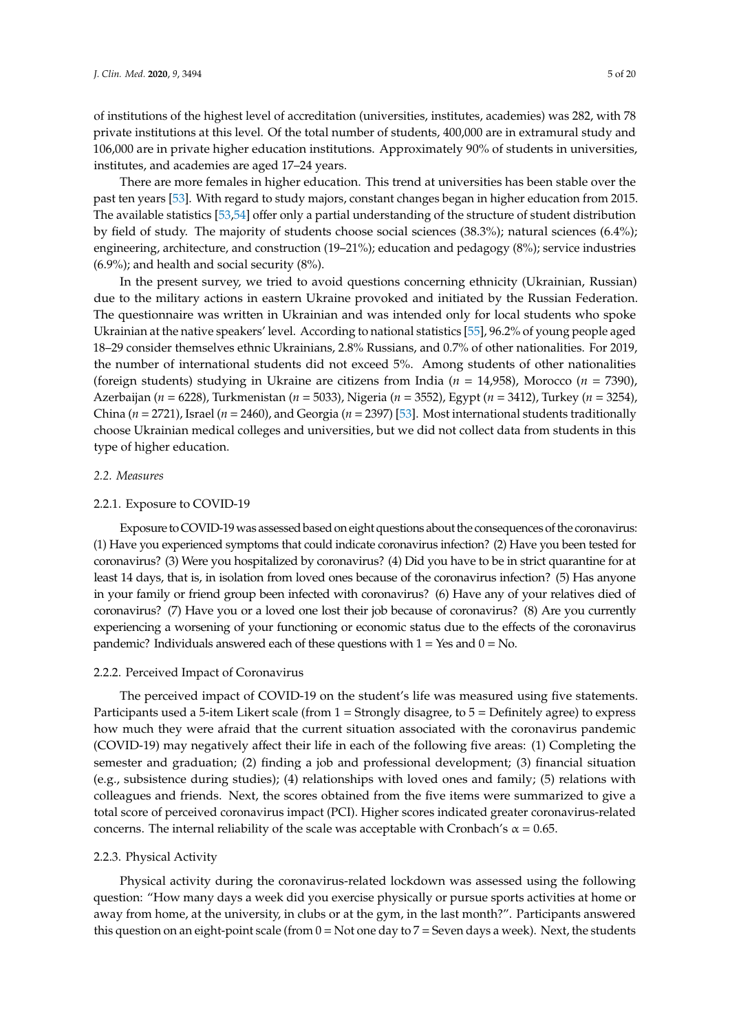of institutions of the highest level of accreditation (universities, institutes, academies) was 282, with 78 private institutions at this level. Of the total number of students, 400,000 are in extramural study and 106,000 are in private higher education institutions. Approximately 90% of students in universities, institutes, and academies are aged 17–24 years.

There are more females in higher education. This trend at universities has been stable over the past ten years [53]. With regard to study majors, constant changes began in higher education from 2015. The available statistics [53,54] offer only a partial understanding of the structure of student distribution by field of study. The majority of students choose social sciences (38.3%); natural sciences (6.4%); engineering, architecture, and construction (19–21%); education and pedagogy (8%); service industries (6.9%); and health and social security (8%).

In the present survey, we tried to avoid questions concerning ethnicity (Ukrainian, Russian) due to the military actions in eastern Ukraine provoked and initiated by the Russian Federation. The questionnaire was written in Ukrainian and was intended only for local students who spoke Ukrainian at the native speakers' level. According to national statistics [55], 96.2% of young people aged 18–29 consider themselves ethnic Ukrainians, 2.8% Russians, and 0.7% of other nationalities. For 2019, the number of international students did not exceed 5%. Among students of other nationalities (foreign students) studying in Ukraine are citizens from India ($n$ = 14,958), Morocco ($n$ = 7390), Azerbaijan ($n$ = 6228), Turkmenistan ($n$ = 5033), Nigeria ($n$ = 3552), Egypt ($n$ = 3412), Turkey ($n$ = 3254), China ($n$ = 2721), Israel ($n$ = 2460), and Georgia ($n$ = 2397) [53]. Most international students traditionally choose Ukrainian medical colleges and universities, but we did not collect data from students in this type of higher education.

### 2.2. Measures

#### 2.2.1. Exposure to COVID-19

Exposure to COVID-19 was assessed based on eight questions about the consequences of the coronavirus: (1) Have you experienced symptoms that could indicate coronavirus infection? (2) Have you been tested for coronavirus? (3) Were you hospitalized by coronavirus? (4) Did you have to be in strict quarantine for at least 14 days, that is, in isolation from loved ones because of the coronavirus infection? (5) Has anyone in your family or friend group been infected with coronavirus? (6) Have any of your relatives died of coronavirus? (7) Have you or a loved one lost their job because of coronavirus? (8) Are you currently experiencing a worsening of your functioning or economic status due to the effects of the coronavirus pandemic? Individuals answered each of these questions with 1 = Yes and 0 = No.

#### 2.2.2. Perceived Impact of Coronavirus

The perceived impact of COVID-19 on the student's life was measured using five statements. Participants used a 5-item Likert scale (from 1 = Strongly disagree, to 5 = Definitely agree) to express how much they were afraid that the current situation associated with the coronavirus pandemic (COVID-19) may negatively affect their life in each of the following five areas: (1) Completing the semester and graduation; (2) finding a job and professional development; (3) financial situation (e.g., subsistence during studies); (4) relationships with loved ones and family; (5) relations with colleagues and friends. Next, the scores obtained from the five items were summarized to give a total score of perceived coronavirus impact (PCI). Higher scores indicated greater coronavirus-related concerns. The internal reliability of the scale was acceptable with Cronbach's $\alpha = 0.65$.

#### 2.2.3. Physical Activity

Physical activity during the coronavirus-related lockdown was assessed using the following question: "How many days a week did you exercise physically or pursue sports activities at home or away from home, at the university, in clubs or at the gym, in the last month?". Participants answered this question on an eight-point scale (from 0 = Not one day to 7 = Seven days a week). Next, the students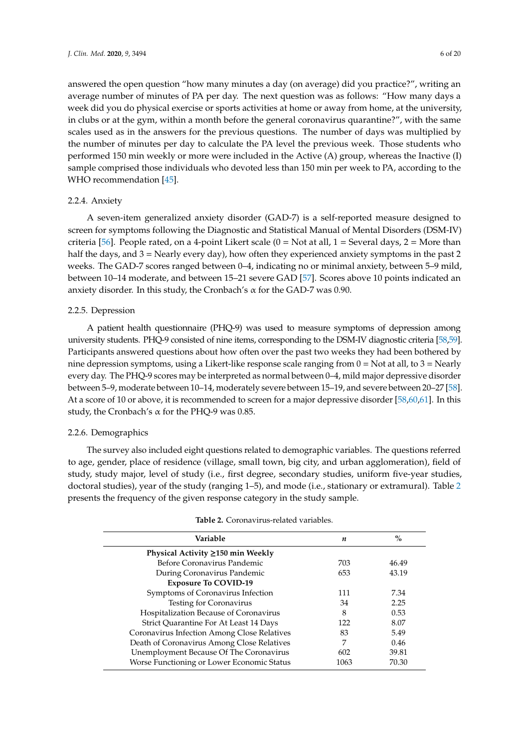answered the open question "how many minutes a day (on average) did you practice?", writing an average number of minutes of PA per day. The next question was as follows: "How many days a week did you do physical exercise or sports activities at home or away from home, at the university, in clubs or at the gym, within a month before the general coronavirus quarantine?", with the same scales used as in the answers for the previous questions. The number of days was multiplied by the number of minutes per day to calculate the PA level the previous week. Those students who performed 150 min weekly or more were included in the Active (A) group, whereas the Inactive (I) sample comprised those individuals who devoted less than 150 min per week to PA, according to the WHO recommendation [45].

#### 2.2.4. Anxiety

A seven-item generalized anxiety disorder (GAD-7) is a self-reported measure designed to screen for symptoms following the Diagnostic and Statistical Manual of Mental Disorders (DSM-IV) criteria [56]. People rated, on a 4-point Likert scale (0 = Not at all, 1 = Several days, 2 = More than half the days, and 3 = Nearly every day), how often they experienced anxiety symptoms in the past 2 weeks. The GAD-7 scores ranged between 0–4, indicating no or minimal anxiety, between 5–9 mild, between 10–14 moderate, and between 15–21 severe GAD [57]. Scores above 10 points indicated an anxiety disorder. In this study, the Cronbach's α for the GAD-7 was 0.90.

#### 2.2.5. Depression

A patient health questionnaire (PHQ-9) was used to measure symptoms of depression among university students. PHQ-9 consisted of nine items, corresponding to the DSM-IV diagnostic criteria [58,59]. Participants answered questions about how often over the past two weeks they had been bothered by nine depression symptoms, using a Likert-like response scale ranging from 0 = Not at all, to 3 = Nearly every day. The PHQ-9 scores may be interpreted as normal between 0–4, mild major depressive disorder between 5–9, moderate between 10–14, moderately severe between 15–19, and severe between 20–27 [58]. At a score of 10 or above, it is recommended to screen for a major depressive disorder [58,60,61]. In this study, the Cronbach's α for the PHQ-9 was 0.85.

#### 2.2.6. Demographics

The survey also included eight questions related to demographic variables. The questions referred to age, gender, place of residence (village, small town, big city, and urban agglomeration), field of study, study major, level of study (i.e., first degree, secondary studies, uniform five-year studies, doctoral studies), year of the study (ranging 1–5), and mode (i.e., stationary or extramural). Table 2 presents the frequency of the given response category in the study sample.

**Table 2.** Coronavirus-related variables.

| Variable | *n* | % |
|---|---|---|
| **Physical Activity ≥150 min Weekly** | | |
| Before Coronavirus Pandemic | 703 | 46.49 |
| During Coronavirus Pandemic | 653 | 43.19 |
| **Exposure To COVID-19** | | |
| Symptoms of Coronavirus Infection | 111 | 7.34 |
| Testing for Coronavirus | 34 | 2.25 |
| Hospitalization Because of Coronavirus | 8 | 0.53 |
| Strict Quarantine For At Least 14 Days | 122 | 8.07 |
| Coronavirus Infection Among Close Relatives | 83 | 5.49 |
| Death of Coronavirus Among Close Relatives | 7 | 0.46 |
| Unemployment Because Of The Coronavirus | 602 | 39.81 |
| Worse Functioning or Lower Economic Status | 1063 | 70.30 |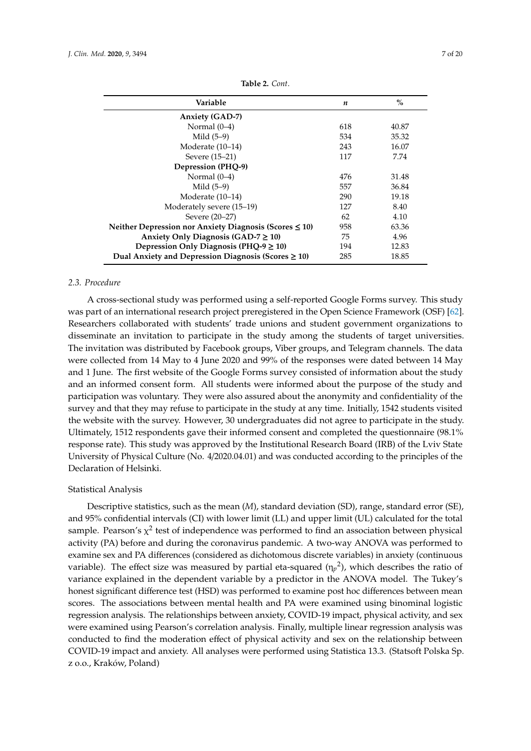**Table 2.** *Cont.*

| Variable | *n* | % |
|---|---|---|
| **Anxiety (GAD-7)** | | |
| Normal (0–4) | 618 | 40.87 |
| Mild (5–9) | 534 | 35.32 |
| Moderate (10–14) | 243 | 16.07 |
| Severe (15–21) | 117 | 7.74 |
| **Depression (PHQ-9)** | | |
| Normal (0–4) | 476 | 31.48 |
| Mild (5–9) | 557 | 36.84 |
| Moderate (10–14) | 290 | 19.18 |
| Moderately severe (15–19) | 127 | 8.40 |
| Severe (20–27) | 62 | 4.10 |
| **Neither Depression nor Anxiety Diagnosis (Scores ≤ 10)** | 958 | 63.36 |
| **Anxiety Only Diagnosis (GAD-7 ≥ 10)** | 75 | 4.96 |
| **Depression Only Diagnosis (PHQ-9 ≥ 10)** | 194 | 12.83 |
| **Dual Anxiety and Depression Diagnosis (Scores ≥ 10)** | 285 | 18.85 |

### *2.3. Procedure*

A cross-sectional study was performed using a self-reported Google Forms survey. This study was part of an international research project preregistered in the Open Science Framework (OSF) [62]. Researchers collaborated with students' trade unions and student government organizations to disseminate an invitation to participate in the study among the students of target universities. The invitation was distributed by Facebook groups, Viber groups, and Telegram channels. The data were collected from 14 May to 4 June 2020 and 99% of the responses were dated between 14 May and 1 June. The first website of the Google Forms survey consisted of information about the study and an informed consent form. All students were informed about the purpose of the study and participation was voluntary. They were also assured about the anonymity and confidentiality of the survey and that they may refuse to participate in the study at any time. Initially, 1542 students visited the website with the survey. However, 30 undergraduates did not agree to participate in the study. Ultimately, 1512 respondents gave their informed consent and completed the questionnaire (98.1% response rate). This study was approved by the Institutional Research Board (IRB) of the Lviv State University of Physical Culture (No. 4/2020.04.01) and was conducted according to the principles of the Declaration of Helsinki.

#### Statistical Analysis

Descriptive statistics, such as the mean (*M*), standard deviation (SD), range, standard error (SE), and 95% confidential intervals (CI) with lower limit (LL) and upper limit (UL) calculated for the total sample. Pearson's $\chi^2$ test of independence was performed to find an association between physical activity (PA) before and during the coronavirus pandemic. A two-way ANOVA was performed to examine sex and PA differences (considered as dichotomous discrete variables) in anxiety (continuous variable). The effect size was measured by partial eta-squared ($\eta_p^2$), which describes the ratio of variance explained in the dependent variable by a predictor in the ANOVA model. The Tukey's honest significant difference test (HSD) was performed to examine post hoc differences between mean scores. The associations between mental health and PA were examined using binominal logistic regression analysis. The relationships between anxiety, COVID-19 impact, physical activity, and sex were examined using Pearson's correlation analysis. Finally, multiple linear regression analysis was conducted to find the moderation effect of physical activity and sex on the relationship between COVID-19 impact and anxiety. All analyses were performed using Statistica 13.3. (Statsoft Polska Sp. z o.o., Kraków, Poland)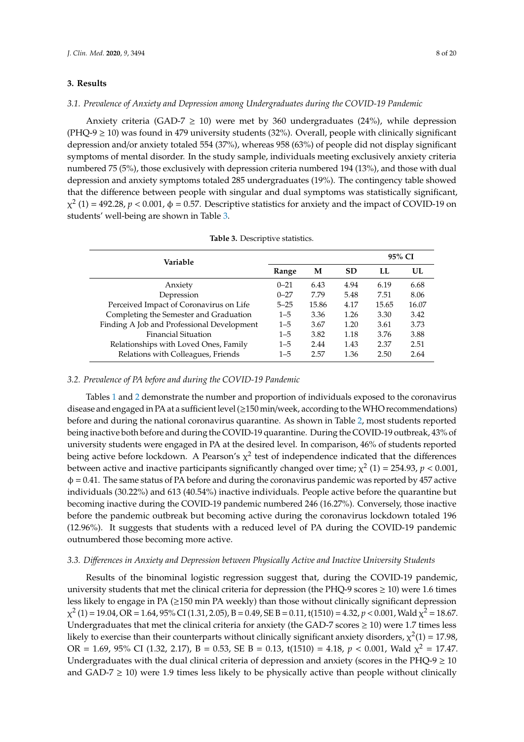## 3. Results

### 3.1. Prevalence of Anxiety and Depression among Undergraduates during the COVID-19 Pandemic

Anxiety criteria (GAD-7 ≥ 10) were met by 360 undergraduates (24%), while depression (PHQ-9 ≥ 10) was found in 479 university students (32%). Overall, people with clinically significant depression and/or anxiety totaled 554 (37%), whereas 958 (63%) of people did not display significant symptoms of mental disorder. In the study sample, individuals meeting exclusively anxiety criteria numbered 75 (5%), those exclusively with depression criteria numbered 194 (13%), and those with dual depression and anxiety symptoms totaled 285 undergraduates (19%). The contingency table showed that the difference between people with singular and dual symptoms was statistically significant, $\chi^2$ (1) = 492.28, $p < 0.001$, ϕ = 0.57. Descriptive statistics for anxiety and the impact of COVID-19 on students' well-being are shown in Table 3.

**Table 3.** Descriptive statistics.

| Variable | Range | M | SD | 95% CI LL | 95% CI UL |
|---|---|---|---|---|---|
| Anxiety | 0–21 | 6.43 | 4.94 | 6.19 | 6.68 |
| Depression | 0–27 | 7.79 | 5.48 | 7.51 | 8.06 |
| Perceived Impact of Coronavirus on Life | 5–25 | 15.86 | 4.17 | 15.65 | 16.07 |
| Completing the Semester and Graduation | 1–5 | 3.36 | 1.26 | 3.30 | 3.42 |
| Finding A Job and Professional Development | 1–5 | 3.67 | 1.20 | 3.61 | 3.73 |
| Financial Situation | 1–5 | 3.82 | 1.18 | 3.76 | 3.88 |
| Relationships with Loved Ones, Family | 1–5 | 2.44 | 1.43 | 2.37 | 2.51 |
| Relations with Colleagues, Friends | 1–5 | 2.57 | 1.36 | 2.50 | 2.64 |

### 3.2. Prevalence of PA before and during the COVID-19 Pandemic

Tables 1 and 2 demonstrate the number and proportion of individuals exposed to the coronavirus disease and engaged in PA at a sufficient level (≥150 min/week, according to the WHO recommendations) before and during the national coronavirus quarantine. As shown in Table 2, most students reported being inactive both before and during the COVID-19 quarantine. During the COVID-19 outbreak, 43% of university students were engaged in PA at the desired level. In comparison, 46% of students reported being active before lockdown. A Pearson's $\chi^2$ test of independence indicated that the differences between active and inactive participants significantly changed over time; $\chi^2$ (1) = 254.93, $p < 0.001$, ϕ = 0.41. The same status of PA before and during the coronavirus pandemic was reported by 457 active individuals (30.22%) and 613 (40.54%) inactive individuals. People active before the quarantine but becoming inactive during the COVID-19 pandemic numbered 246 (16.27%). Conversely, those inactive before the pandemic outbreak but becoming active during the coronavirus lockdown totaled 196 (12.96%). It suggests that students with a reduced level of PA during the COVID-19 pandemic outnumbered those becoming more active.

### 3.3. Differences in Anxiety and Depression between Physically Active and Inactive University Students

Results of the binominal logistic regression suggest that, during the COVID-19 pandemic, university students that met the clinical criteria for depression (the PHQ-9 scores ≥ 10) were 1.6 times less likely to engage in PA (≥150 min PA weekly) than those without clinically significant depression $\chi^2$ (1) = 19.04, OR = 1.64, 95% CI (1.31, 2.05), B = 0.49, SE B = 0.11, t(1510) = 4.32, $p < 0.001$, Wald $\chi^2$ = 18.67. Undergraduates that met the clinical criteria for anxiety (the GAD-7 scores ≥ 10) were 1.7 times less likely to exercise than their counterparts without clinically significant anxiety disorders, $\chi^2$(1) = 17.98, OR = 1.69, 95% CI (1.32, 2.17), B = 0.53, SE B = 0.13, t(1510) = 4.18, $p < 0.001$, Wald $\chi^2$ = 17.47. Undergraduates with the dual clinical criteria of depression and anxiety (scores in the PHQ-9 ≥ 10 and GAD-7 ≥ 10) were 1.9 times less likely to be physically active than people without clinically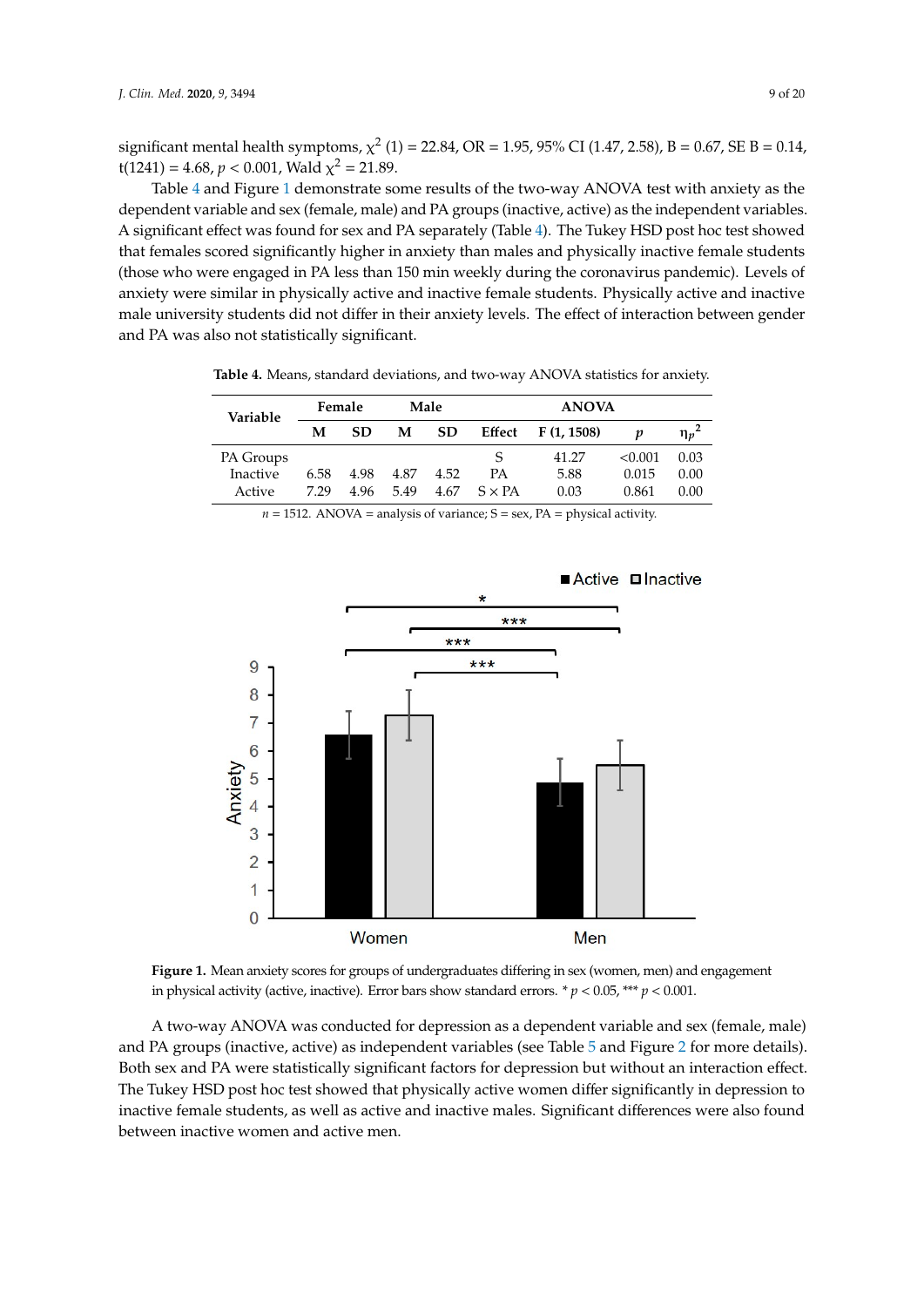significant mental health symptoms, $\chi^2$ (1) = 22.84, OR = 1.95, 95% CI (1.47, 2.58), B = 0.67, SE B = 0.14, t(1241) = 4.68, $p < 0.001$, Wald $\chi^2$ = 21.89.

Table 4 and Figure 1 demonstrate some results of the two-way ANOVA test with anxiety as the dependent variable and sex (female, male) and PA groups (inactive, active) as the independent variables. A significant effect was found for sex and PA separately (Table 4). The Tukey HSD post hoc test showed that females scored significantly higher in anxiety than males and physically inactive female students (those who were engaged in PA less than 150 min weekly during the coronavirus pandemic). Levels of anxiety were similar in physically active and inactive female students. Physically active and inactive male university students did not differ in their anxiety levels. The effect of interaction between gender and PA was also not statistically significant.

**Table 4.** Means, standard deviations, and two-way ANOVA statistics for anxiety.

| Variable | Female | | Male | | ANOVA | | | |
|---|---|---|---|---|---|---|---|---|
| | M | SD | M | SD | Effect | F (1, 1508) | $p$ | $\eta_p^2$ |
| PA Groups | | | | | S | 41.27 | <0.001 | 0.03 |
| Inactive | 6.58 | 4.98 | 4.87 | 4.52 | PA | 5.88 | 0.015 | 0.00 |
| Active | 7.29 | 4.96 | 5.49 | 4.67 | S × PA | 0.03 | 0.861 | 0.00 |

$n$ = 1512. ANOVA = analysis of variance; S = sex, PA = physical activity.

**Figure 1.** Mean anxiety scores for groups of undergraduates differing in sex (women, men) and engagement in physical activity (active, inactive). Error bars show standard errors. * $p < 0.05$, *** $p < 0.001$.

A two-way ANOVA was conducted for depression as a dependent variable and sex (female, male) and PA groups (inactive, active) as independent variables (see Table 5 and Figure 2 for more details). Both sex and PA were statistically significant factors for depression but without an interaction effect. The Tukey HSD post hoc test showed that physically active women differ significantly in depression to inactive female students, as well as active and inactive males. Significant differences were also found between inactive women and active men.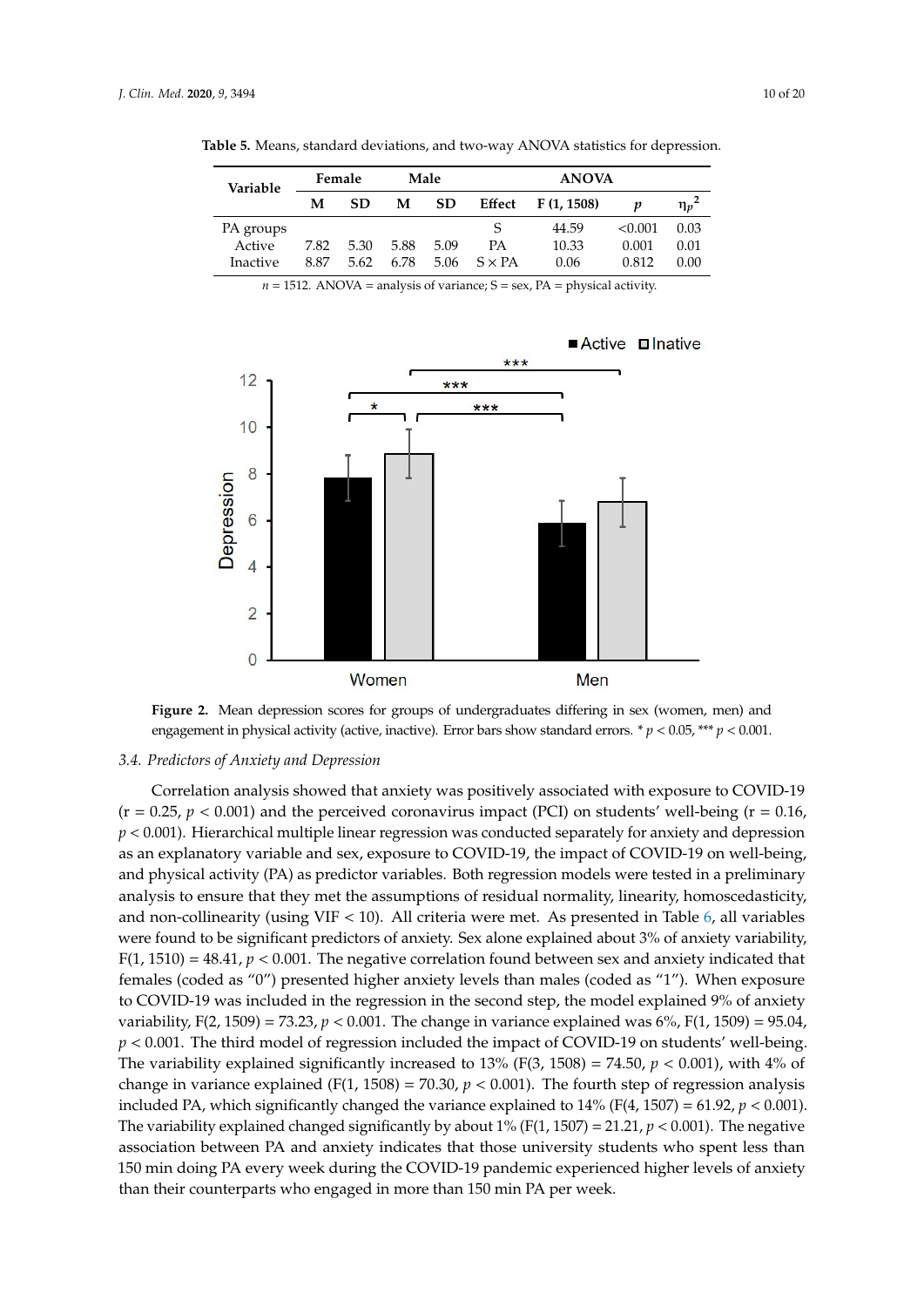**Table 5.** Means, standard deviations, and two-way ANOVA statistics for depression.

| Variable | Female | | Male | | ANOVA | | | |
|---|---|---|---|---|---|---|---|---|
| | M | SD | M | SD | Effect | F (1, 1508) | $p$ | $\eta_p^2$ |
| PA groups | | | | | S | 44.59 | <0.001 | 0.03 |
| Active | 7.82 | 5.30 | 5.88 | 5.09 | PA | 10.33 | 0.001 | 0.01 |
| Inactive | 8.87 | 5.62 | 6.78 | 5.06 | S × PA | 0.06 | 0.812 | 0.00 |

$n$ = 1512. ANOVA = analysis of variance; S = sex, PA = physical activity.

**Figure 2.** Mean depression scores for groups of undergraduates differing in sex (women, men) and engagement in physical activity (active, inactive). Error bars show standard errors. * $p < 0.05$, *** $p < 0.001$.

### 3.4. Predictors of Anxiety and Depression

Correlation analysis showed that anxiety was positively associated with exposure to COVID-19 (r = 0.25, $p < 0.001$) and the perceived coronavirus impact (PCI) on students' well-being (r = 0.16, $p < 0.001$). Hierarchical multiple linear regression was conducted separately for anxiety and depression as an explanatory variable and sex, exposure to COVID-19, the impact of COVID-19 on well-being, and physical activity (PA) as predictor variables. Both regression models were tested in a preliminary analysis to ensure that they met the assumptions of residual normality, linearity, homoscedasticity, and non-collinearity (using VIF < 10). All criteria were met. As presented in Table 6, all variables were found to be significant predictors of anxiety. Sex alone explained about 3% of anxiety variability, F(1, 1510) = 48.41, $p < 0.001$. The negative correlation found between sex and anxiety indicated that females (coded as "0") presented higher anxiety levels than males (coded as "1"). When exposure to COVID-19 was included in the regression in the second step, the model explained 9% of anxiety variability, F(2, 1509) = 73.23, $p < 0.001$. The change in variance explained was 6%, F(1, 1509) = 95.04, $p < 0.001$. The third model of regression included the impact of COVID-19 on students' well-being. The variability explained significantly increased to 13% (F(3, 1508) = 74.50, $p < 0.001$), with 4% of change in variance explained (F(1, 1508) = 70.30, $p < 0.001$). The fourth step of regression analysis included PA, which significantly changed the variance explained to 14% (F(4, 1507) = 61.92, $p < 0.001$). The variability explained changed significantly by about 1% (F(1, 1507) = 21.21, $p < 0.001$). The negative association between PA and anxiety indicates that those university students who spent less than 150 min doing PA every week during the COVID-19 pandemic experienced higher levels of anxiety than their counterparts who engaged in more than 150 min PA per week.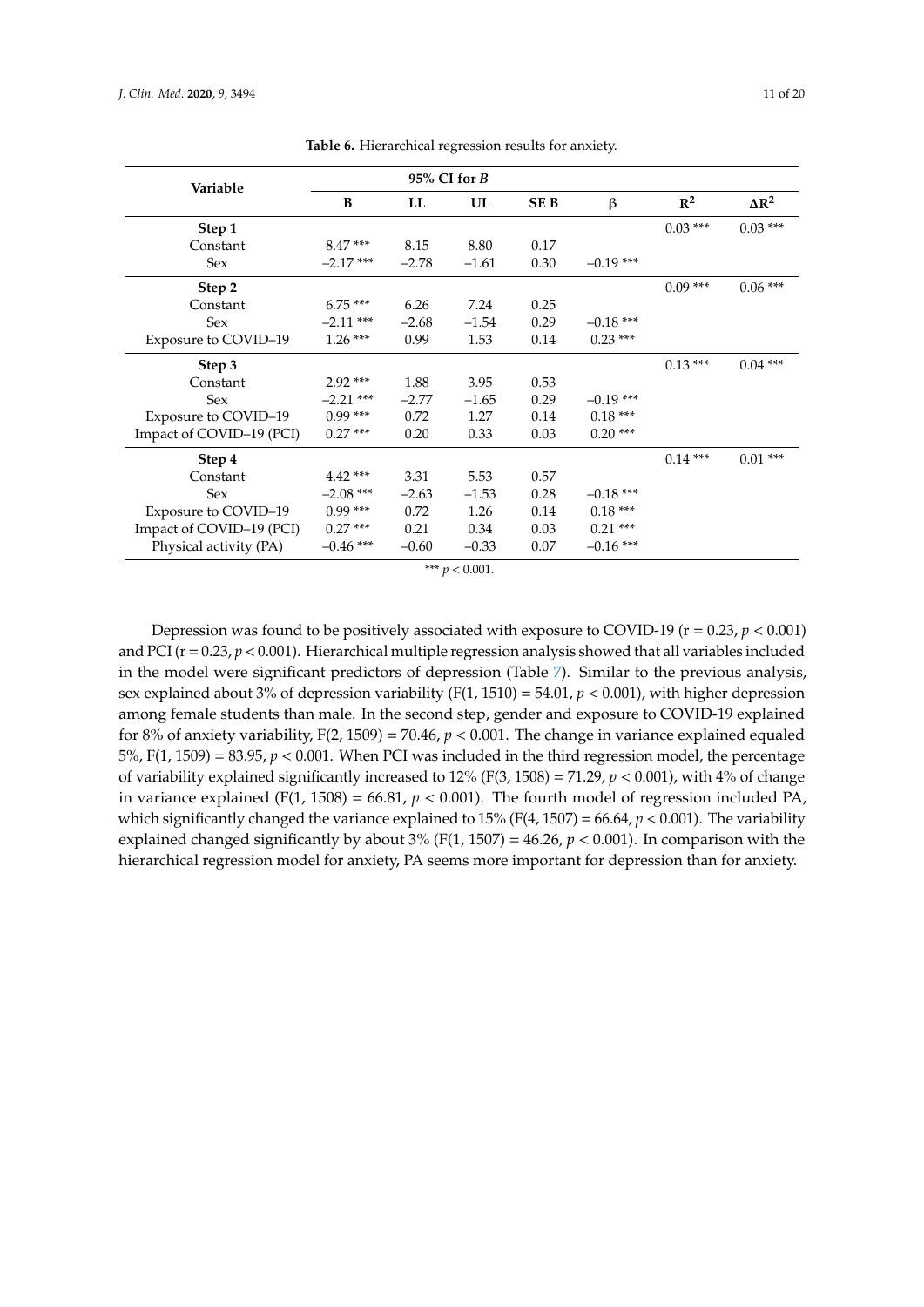**Table 6.** Hierarchical regression results for anxiety.

| Variable | 95% CI for *B* | | | | | | |
|---|---|---|---|---|---|---|---|
| | B | LL | UL | SE B | β | $R^2$ | $\Delta R^2$ |
| **Step 1** | | | | | | 0.03 *** | 0.03 *** |
| Constant | 8.47 *** | 8.15 | 8.80 | 0.17 | | | |
| Sex | −2.17 *** | −2.78 | −1.61 | 0.30 | −0.19 *** | | |
| **Step 2** | | | | | | 0.09 *** | 0.06 *** |
| Constant | 6.75 *** | 6.26 | 7.24 | 0.25 | | | |
| Sex | −2.11 *** | −2.68 | −1.54 | 0.29 | −0.18 *** | | |
| Exposure to COVID–19 | 1.26 *** | 0.99 | 1.53 | 0.14 | 0.23 *** | | |
| **Step 3** | | | | | | 0.13 *** | 0.04 *** |
| Constant | 2.92 *** | 1.88 | 3.95 | 0.53 | | | |
| Sex | −2.21 *** | −2.77 | −1.65 | 0.29 | −0.19 *** | | |
| Exposure to COVID–19 | 0.99 *** | 0.72 | 1.27 | 0.14 | 0.18 *** | | |
| Impact of COVID–19 (PCI) | 0.27 *** | 0.20 | 0.33 | 0.03 | 0.20 *** | | |
| **Step 4** | | | | | | 0.14 *** | 0.01 *** |
| Constant | 4.42 *** | 3.31 | 5.53 | 0.57 | | | |
| Sex | −2.08 *** | −2.63 | −1.53 | 0.28 | −0.18 *** | | |
| Exposure to COVID–19 | 0.99 *** | 0.72 | 1.26 | 0.14 | 0.18 *** | | |
| Impact of COVID–19 (PCI) | 0.27 *** | 0.21 | 0.34 | 0.03 | 0.21 *** | | |
| Physical activity (PA) | −0.46 *** | −0.60 | −0.33 | 0.07 | −0.16 *** | | |

*** $p < 0.001$.

Depression was found to be positively associated with exposure to COVID-19 (r = 0.23, $p < 0.001$) and PCI (r = 0.23, $p < 0.001$). Hierarchical multiple regression analysis showed that all variables included in the model were significant predictors of depression (Table 7). Similar to the previous analysis, sex explained about 3% of depression variability ($F(1, 1510) = 54.01$, $p < 0.001$), with higher depression among female students than male. In the second step, gender and exposure to COVID-19 explained for 8% of anxiety variability, $F(2, 1509) = 70.46$, $p < 0.001$. The change in variance explained equaled 5%, $F(1, 1509) = 83.95$, $p < 0.001$. When PCI was included in the third regression model, the percentage of variability explained significantly increased to 12% ($F(3, 1508) = 71.29$, $p < 0.001$), with 4% of change in variance explained ($F(1, 1508) = 66.81$, $p < 0.001$). The fourth model of regression included PA, which significantly changed the variance explained to 15% ($F(4, 1507) = 66.64$, $p < 0.001$). The variability explained changed significantly by about 3% ($F(1, 1507) = 46.26$, $p < 0.001$). In comparison with the hierarchical regression model for anxiety, PA seems more important for depression than for anxiety.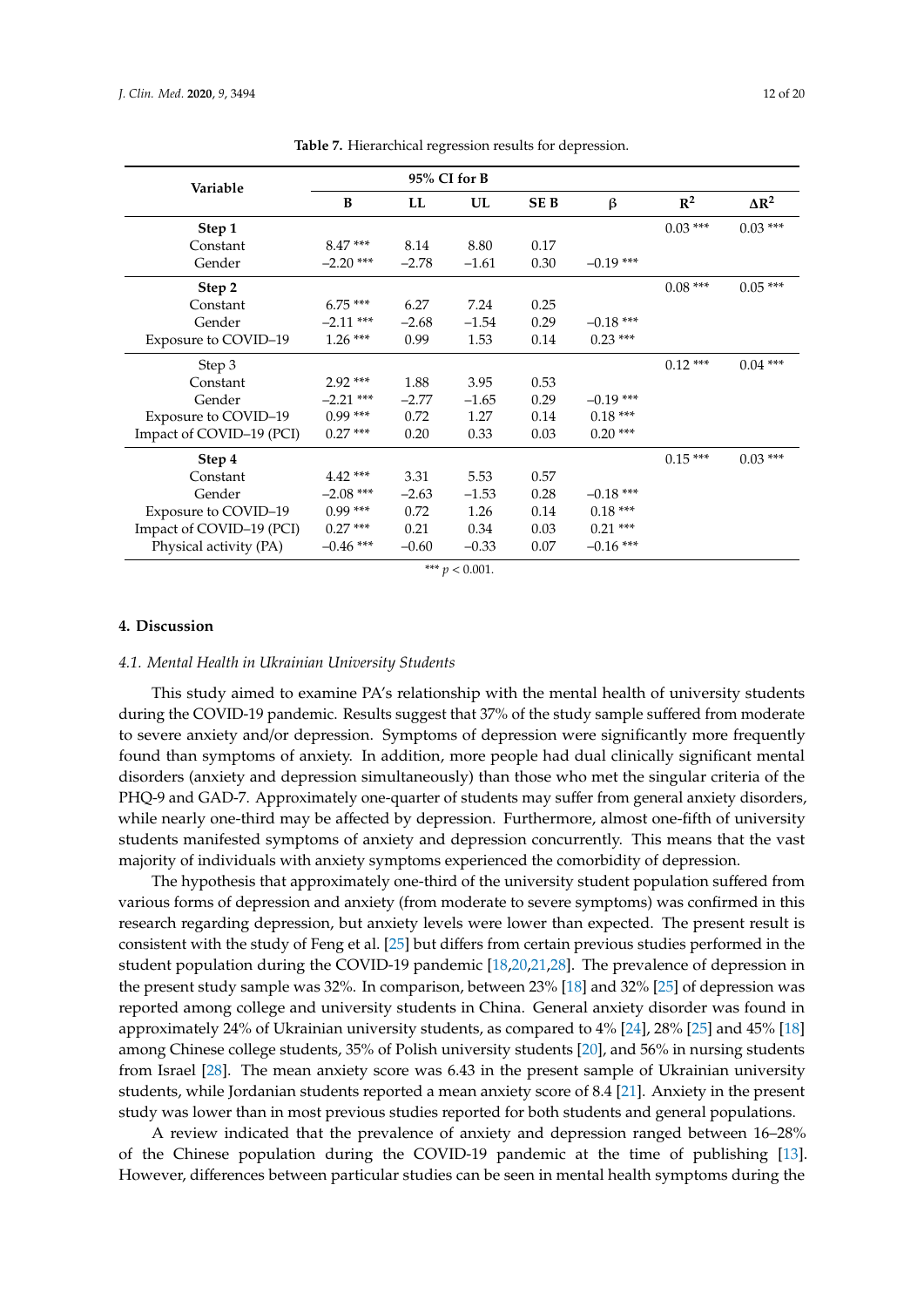**Table 7.** Hierarchical regression results for depression.

| Variable | 95% CI for B | | | | | | |
|---|---|---|---|---|---|---|---|
| | B | LL | UL | SE B | β | $R^2$ | $\Delta R^2$ |
| **Step 1** | | | | | | 0.03 *** | 0.03 *** |
| Constant | 8.47 *** | 8.14 | 8.80 | 0.17 | | | |
| Gender | −2.20 *** | −2.78 | −1.61 | 0.30 | −0.19 *** | | |
| **Step 2** | | | | | | 0.08 *** | 0.05 *** |
| Constant | 6.75 *** | 6.27 | 7.24 | 0.25 | | | |
| Gender | −2.11 *** | −2.68 | −1.54 | 0.29 | −0.18 *** | | |
| Exposure to COVID−19 | 1.26 *** | 0.99 | 1.53 | 0.14 | 0.23 *** | | |
| Step 3 | | | | | | 0.12 *** | 0.04 *** |
| Constant | 2.92 *** | 1.88 | 3.95 | 0.53 | | | |
| Gender | −2.21 *** | −2.77 | −1.65 | 0.29 | −0.19 *** | | |
| Exposure to COVID−19 | 0.99 *** | 0.72 | 1.27 | 0.14 | 0.18 *** | | |
| Impact of COVID−19 (PCI) | 0.27 *** | 0.20 | 0.33 | 0.03 | 0.20 *** | | |
| **Step 4** | | | | | | 0.15 *** | 0.03 *** |
| Constant | 4.42 *** | 3.31 | 5.53 | 0.57 | | | |
| Gender | −2.08 *** | −2.63 | −1.53 | 0.28 | −0.18 *** | | |
| Exposure to COVID−19 | 0.99 *** | 0.72 | 1.26 | 0.14 | 0.18 *** | | |
| Impact of COVID−19 (PCI) | 0.27 *** | 0.21 | 0.34 | 0.03 | 0.21 *** | | |
| Physical activity (PA) | −0.46 *** | −0.60 | −0.33 | 0.07 | −0.16 *** | | |

*** $p < 0.001$.

## 4. Discussion

### *4.1. Mental Health in Ukrainian University Students*

This study aimed to examine PA's relationship with the mental health of university students during the COVID-19 pandemic. Results suggest that 37% of the study sample suffered from moderate to severe anxiety and/or depression. Symptoms of depression were significantly more frequently found than symptoms of anxiety. In addition, more people had dual clinically significant mental disorders (anxiety and depression simultaneously) than those who met the singular criteria of the PHQ-9 and GAD-7. Approximately one-quarter of students may suffer from general anxiety disorders, while nearly one-third may be affected by depression. Furthermore, almost one-fifth of university students manifested symptoms of anxiety and depression concurrently. This means that the vast majority of individuals with anxiety symptoms experienced the comorbidity of depression.

The hypothesis that approximately one-third of the university student population suffered from various forms of depression and anxiety (from moderate to severe symptoms) was confirmed in this research regarding depression, but anxiety levels were lower than expected. The present result is consistent with the study of Feng et al. [25] but differs from certain previous studies performed in the student population during the COVID-19 pandemic [18,20,21,28]. The prevalence of depression in the present study sample was 32%. In comparison, between 23% [18] and 32% [25] of depression was reported among college and university students in China. General anxiety disorder was found in approximately 24% of Ukrainian university students, as compared to 4% [24], 28% [25] and 45% [18] among Chinese college students, 35% of Polish university students [20], and 56% in nursing students from Israel [28]. The mean anxiety score was 6.43 in the present sample of Ukrainian university students, while Jordanian students reported a mean anxiety score of 8.4 [21]. Anxiety in the present study was lower than in most previous studies reported for both students and general populations.

A review indicated that the prevalence of anxiety and depression ranged between 16–28% of the Chinese population during the COVID-19 pandemic at the time of publishing [13]. However, differences between particular studies can be seen in mental health symptoms during the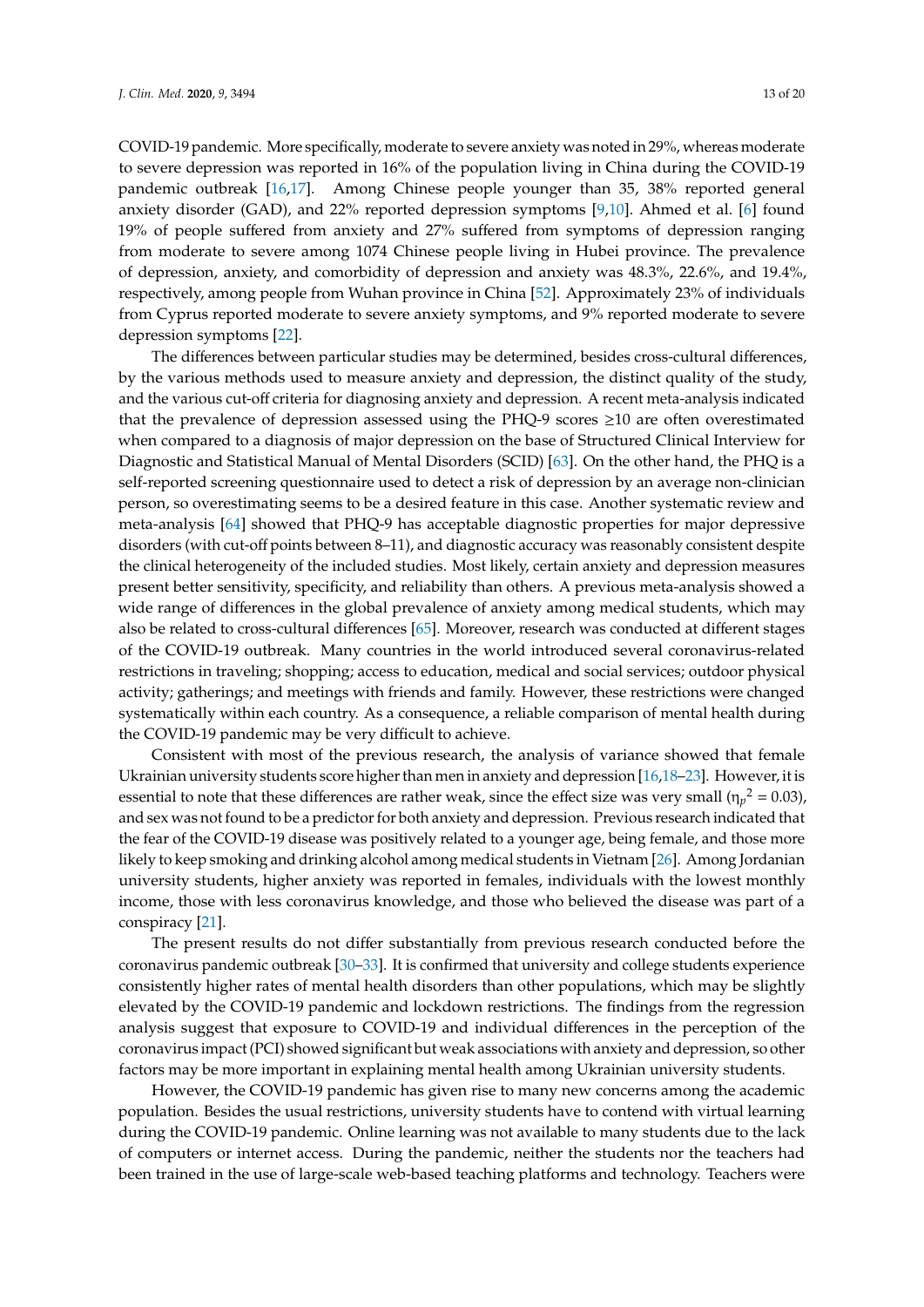COVID-19 pandemic. More specifically, moderate to severe anxiety was noted in 29%, whereas moderate to severe depression was reported in 16% of the population living in China during the COVID-19 pandemic outbreak [16,17]. Among Chinese people younger than 35, 38% reported general anxiety disorder (GAD), and 22% reported depression symptoms [9,10]. Ahmed et al. [6] found 19% of people suffered from anxiety and 27% suffered from symptoms of depression ranging from moderate to severe among 1074 Chinese people living in Hubei province. The prevalence of depression, anxiety, and comorbidity of depression and anxiety was 48.3%, 22.6%, and 19.4%, respectively, among people from Wuhan province in China [52]. Approximately 23% of individuals from Cyprus reported moderate to severe anxiety symptoms, and 9% reported moderate to severe depression symptoms [22].

The differences between particular studies may be determined, besides cross-cultural differences, by the various methods used to measure anxiety and depression, the distinct quality of the study, and the various cut-off criteria for diagnosing anxiety and depression. A recent meta-analysis indicated that the prevalence of depression assessed using the PHQ-9 scores ≥10 are often overestimated when compared to a diagnosis of major depression on the base of Structured Clinical Interview for Diagnostic and Statistical Manual of Mental Disorders (SCID) [63]. On the other hand, the PHQ is a self-reported screening questionnaire used to detect a risk of depression by an average non-clinician person, so overestimating seems to be a desired feature in this case. Another systematic review and meta-analysis [64] showed that PHQ-9 has acceptable diagnostic properties for major depressive disorders (with cut-off points between 8–11), and diagnostic accuracy was reasonably consistent despite the clinical heterogeneity of the included studies. Most likely, certain anxiety and depression measures present better sensitivity, specificity, and reliability than others. A previous meta-analysis showed a wide range of differences in the global prevalence of anxiety among medical students, which may also be related to cross-cultural differences [65]. Moreover, research was conducted at different stages of the COVID-19 outbreak. Many countries in the world introduced several coronavirus-related restrictions in traveling; shopping; access to education, medical and social services; outdoor physical activity; gatherings; and meetings with friends and family. However, these restrictions were changed systematically within each country. As a consequence, a reliable comparison of mental health during the COVID-19 pandemic may be very difficult to achieve.

Consistent with most of the previous research, the analysis of variance showed that female Ukrainian university students score higher than men in anxiety and depression [16,18–23]. However, it is essential to note that these differences are rather weak, since the effect size was very small ($\eta_p^2 = 0.03$), and sex was not found to be a predictor for both anxiety and depression. Previous research indicated that the fear of the COVID-19 disease was positively related to a younger age, being female, and those more likely to keep smoking and drinking alcohol among medical students in Vietnam [26]. Among Jordanian university students, higher anxiety was reported in females, individuals with the lowest monthly income, those with less coronavirus knowledge, and those who believed the disease was part of a conspiracy [21].

The present results do not differ substantially from previous research conducted before the coronavirus pandemic outbreak [30–33]. It is confirmed that university and college students experience consistently higher rates of mental health disorders than other populations, which may be slightly elevated by the COVID-19 pandemic and lockdown restrictions. The findings from the regression analysis suggest that exposure to COVID-19 and individual differences in the perception of the coronavirus impact (PCI) showed significant but weak associations with anxiety and depression, so other factors may be more important in explaining mental health among Ukrainian university students.

However, the COVID-19 pandemic has given rise to many new concerns among the academic population. Besides the usual restrictions, university students have to contend with virtual learning during the COVID-19 pandemic. Online learning was not available to many students due to the lack of computers or internet access. During the pandemic, neither the students nor the teachers had been trained in the use of large-scale web-based teaching platforms and technology. Teachers were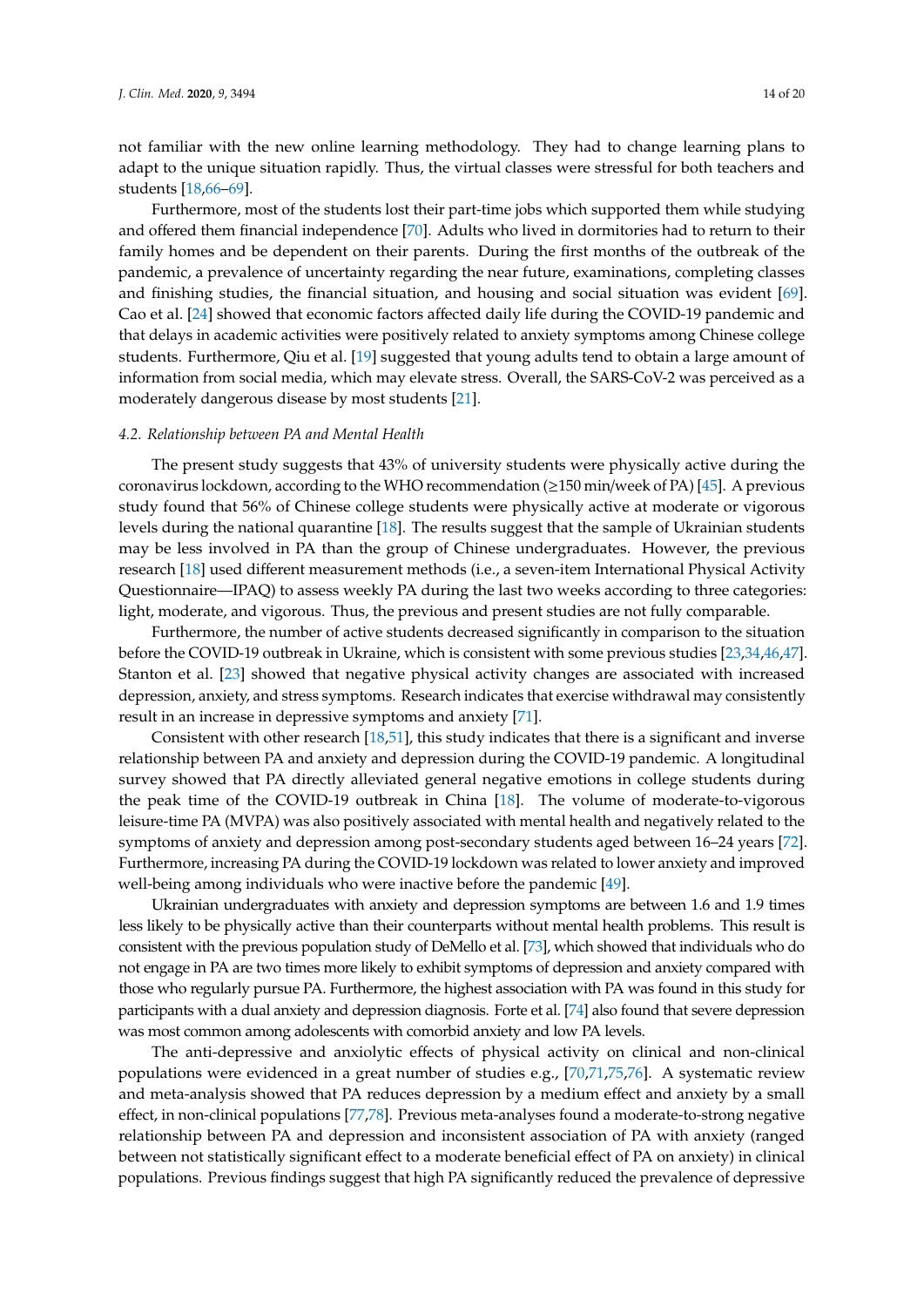not familiar with the new online learning methodology. They had to change learning plans to adapt to the unique situation rapidly. Thus, the virtual classes were stressful for both teachers and students [18,66–69].

Furthermore, most of the students lost their part-time jobs which supported them while studying and offered them financial independence [70]. Adults who lived in dormitories had to return to their family homes and be dependent on their parents. During the first months of the outbreak of the pandemic, a prevalence of uncertainty regarding the near future, examinations, completing classes and finishing studies, the financial situation, and housing and social situation was evident [69]. Cao et al. [24] showed that economic factors affected daily life during the COVID-19 pandemic and that delays in academic activities were positively related to anxiety symptoms among Chinese college students. Furthermore, Qiu et al. [19] suggested that young adults tend to obtain a large amount of information from social media, which may elevate stress. Overall, the SARS-CoV-2 was perceived as a moderately dangerous disease by most students [21].

### *4.2. Relationship between PA and Mental Health*

The present study suggests that 43% of university students were physically active during the coronavirus lockdown, according to the WHO recommendation (≥150 min/week of PA) [45]. A previous study found that 56% of Chinese college students were physically active at moderate or vigorous levels during the national quarantine [18]. The results suggest that the sample of Ukrainian students may be less involved in PA than the group of Chinese undergraduates. However, the previous research [18] used different measurement methods (i.e., a seven-item International Physical Activity Questionnaire—IPAQ) to assess weekly PA during the last two weeks according to three categories: light, moderate, and vigorous. Thus, the previous and present studies are not fully comparable.

Furthermore, the number of active students decreased significantly in comparison to the situation before the COVID-19 outbreak in Ukraine, which is consistent with some previous studies [23,34,46,47]. Stanton et al. [23] showed that negative physical activity changes are associated with increased depression, anxiety, and stress symptoms. Research indicates that exercise withdrawal may consistently result in an increase in depressive symptoms and anxiety [71].

Consistent with other research [18,51], this study indicates that there is a significant and inverse relationship between PA and anxiety and depression during the COVID-19 pandemic. A longitudinal survey showed that PA directly alleviated general negative emotions in college students during the peak time of the COVID-19 outbreak in China [18]. The volume of moderate-to-vigorous leisure-time PA (MVPA) was also positively associated with mental health and negatively related to the symptoms of anxiety and depression among post-secondary students aged between 16–24 years [72]. Furthermore, increasing PA during the COVID-19 lockdown was related to lower anxiety and improved well-being among individuals who were inactive before the pandemic [49].

Ukrainian undergraduates with anxiety and depression symptoms are between 1.6 and 1.9 times less likely to be physically active than their counterparts without mental health problems. This result is consistent with the previous population study of DeMello et al. [73], which showed that individuals who do not engage in PA are two times more likely to exhibit symptoms of depression and anxiety compared with those who regularly pursue PA. Furthermore, the highest association with PA was found in this study for participants with a dual anxiety and depression diagnosis. Forte et al. [74] also found that severe depression was most common among adolescents with comorbid anxiety and low PA levels.

The anti-depressive and anxiolytic effects of physical activity on clinical and non-clinical populations were evidenced in a great number of studies e.g., [70,71,75,76]. A systematic review and meta-analysis showed that PA reduces depression by a medium effect and anxiety by a small effect, in non-clinical populations [77,78]. Previous meta-analyses found a moderate-to-strong negative relationship between PA and depression and inconsistent association of PA with anxiety (ranged between not statistically significant effect to a moderate beneficial effect of PA on anxiety) in clinical populations. Previous findings suggest that high PA significantly reduced the prevalence of depressive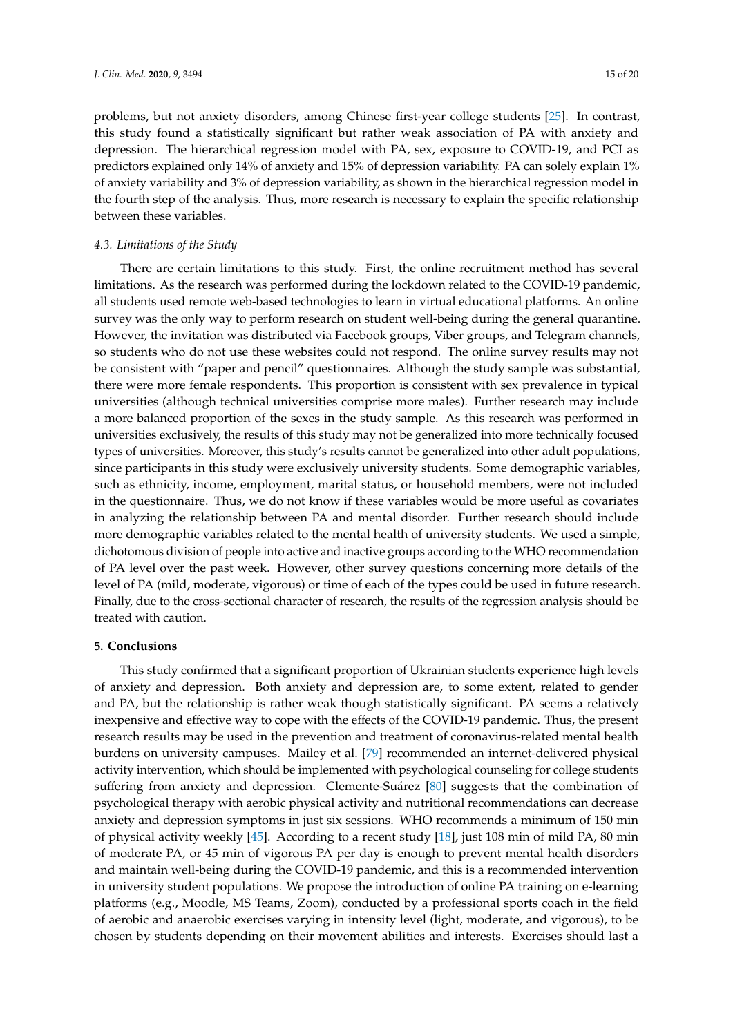problems, but not anxiety disorders, among Chinese first-year college students [25]. In contrast, this study found a statistically significant but rather weak association of PA with anxiety and depression. The hierarchical regression model with PA, sex, exposure to COVID-19, and PCI as predictors explained only 14% of anxiety and 15% of depression variability. PA can solely explain 1% of anxiety variability and 3% of depression variability, as shown in the hierarchical regression model in the fourth step of the analysis. Thus, more research is necessary to explain the specific relationship between these variables.

### *4.3. Limitations of the Study*

There are certain limitations to this study. First, the online recruitment method has several limitations. As the research was performed during the lockdown related to the COVID-19 pandemic, all students used remote web-based technologies to learn in virtual educational platforms. An online survey was the only way to perform research on student well-being during the general quarantine. However, the invitation was distributed via Facebook groups, Viber groups, and Telegram channels, so students who do not use these websites could not respond. The online survey results may not be consistent with "paper and pencil" questionnaires. Although the study sample was substantial, there were more female respondents. This proportion is consistent with sex prevalence in typical universities (although technical universities comprise more males). Further research may include a more balanced proportion of the sexes in the study sample. As this research was performed in universities exclusively, the results of this study may not be generalized into more technically focused types of universities. Moreover, this study's results cannot be generalized into other adult populations, since participants in this study were exclusively university students. Some demographic variables, such as ethnicity, income, employment, marital status, or household members, were not included in the questionnaire. Thus, we do not know if these variables would be more useful as covariates in analyzing the relationship between PA and mental disorder. Further research should include more demographic variables related to the mental health of university students. We used a simple, dichotomous division of people into active and inactive groups according to the WHO recommendation of PA level over the past week. However, other survey questions concerning more details of the level of PA (mild, moderate, vigorous) or time of each of the types could be used in future research. Finally, due to the cross-sectional character of research, the results of the regression analysis should be treated with caution.

## 5. Conclusions

This study confirmed that a significant proportion of Ukrainian students experience high levels of anxiety and depression. Both anxiety and depression are, to some extent, related to gender and PA, but the relationship is rather weak though statistically significant. PA seems a relatively inexpensive and effective way to cope with the effects of the COVID-19 pandemic. Thus, the present research results may be used in the prevention and treatment of coronavirus-related mental health burdens on university campuses. Mailey et al. [79] recommended an internet-delivered physical activity intervention, which should be implemented with psychological counseling for college students suffering from anxiety and depression. Clemente-Suárez [80] suggests that the combination of psychological therapy with aerobic physical activity and nutritional recommendations can decrease anxiety and depression symptoms in just six sessions. WHO recommends a minimum of 150 min of physical activity weekly [45]. According to a recent study [18], just 108 min of mild PA, 80 min of moderate PA, or 45 min of vigorous PA per day is enough to prevent mental health disorders and maintain well-being during the COVID-19 pandemic, and this is a recommended intervention in university student populations. We propose the introduction of online PA training on e-learning platforms (e.g., Moodle, MS Teams, Zoom), conducted by a professional sports coach in the field of aerobic and anaerobic exercises varying in intensity level (light, moderate, and vigorous), to be chosen by students depending on their movement abilities and interests. Exercises should last a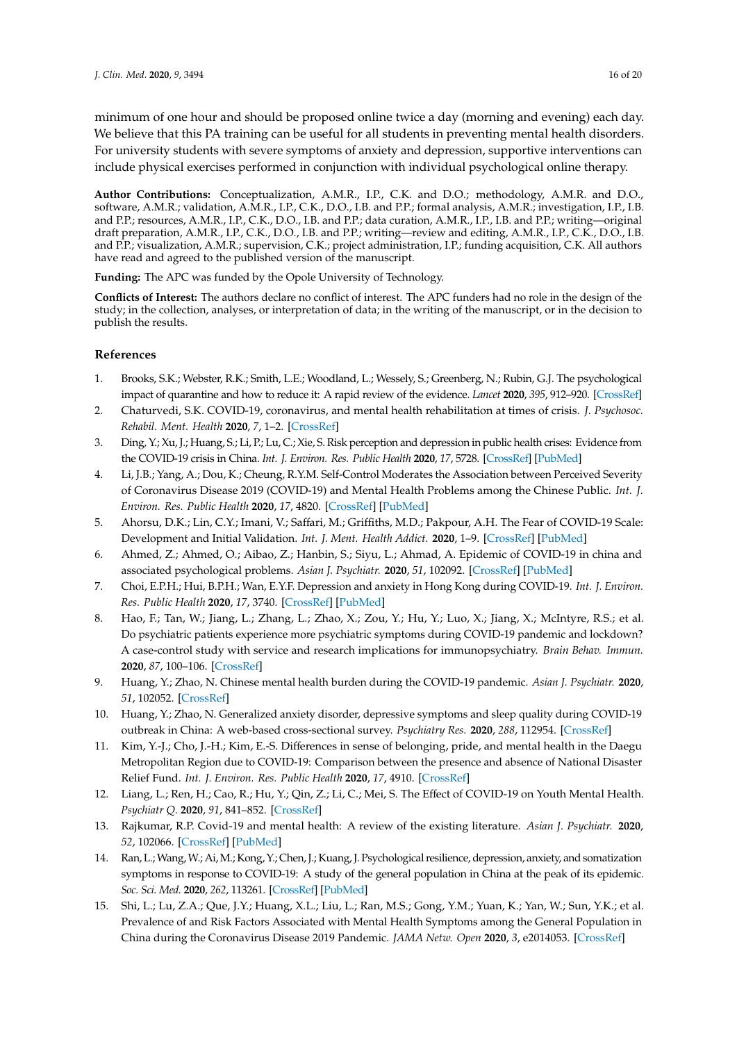minimum of one hour and should be proposed online twice a day (morning and evening) each day. We believe that this PA training can be useful for all students in preventing mental health disorders. For university students with severe symptoms of anxiety and depression, supportive interventions can include physical exercises performed in conjunction with individual psychological online therapy.

**Author Contributions:** Conceptualization, A.M.R., I.P., C.K. and D.O.; methodology, A.M.R. and D.O., software, A.M.R.; validation, A.M.R., I.P., C.K., D.O., I.B. and P.P.; formal analysis, A.M.R.; investigation, I.P., I.B. and P.P.; resources, A.M.R., I.P., C.K., D.O., I.B. and P.P.; data curation, A.M.R., I.P., I.B. and P.P.; writing—original draft preparation, A.M.R., I.P., C.K., D.O., I.B. and P.P.; writing—review and editing, A.M.R., I.P., C.K., D.O., I.B. and P.P.; visualization, A.M.R.; supervision, C.K.; project administration, I.P.; funding acquisition, C.K. All authors have read and agreed to the published version of the manuscript.

**Funding:** The APC was funded by the Opole University of Technology.

**Conflicts of Interest:** The authors declare no conflict of interest. The APC funders had no role in the design of the study; in the collection, analyses, or interpretation of data; in the writing of the manuscript, or in the decision to publish the results.

## References

1. Brooks, S.K.; Webster, R.K.; Smith, L.E.; Woodland, L.; Wessely, S.; Greenberg, N.; Rubin, G.J. The psychological impact of quarantine and how to reduce it: A rapid review of the evidence. *Lancet* **2020**, *395*, 912–920. [CrossRef]
2. Chaturvedi, S.K. COVID-19, coronavirus, and mental health rehabilitation at times of crisis. *J. Psychosoc. Rehabil. Ment. Health* **2020**, *7*, 1–2. [CrossRef]
3. Ding, Y.; Xu, J.; Huang, S.; Li, P.; Lu, C.; Xie, S. Risk perception and depression in public health crises: Evidence from the COVID-19 crisis in China. *Int. J. Environ. Res. Public Health* **2020**, *17*, 5728. [CrossRef] [PubMed]
4. Li, J.B.; Yang, A.; Dou, K.; Cheung, R.Y.M. Self-Control Moderates the Association between Perceived Severity of Coronavirus Disease 2019 (COVID-19) and Mental Health Problems among the Chinese Public. *Int. J. Environ. Res. Public Health* **2020**, *17*, 4820. [CrossRef] [PubMed]
5. Ahorsu, D.K.; Lin, C.Y.; Imani, V.; Saffari, M.; Griffiths, M.D.; Pakpour, A.H. The Fear of COVID-19 Scale: Development and Initial Validation. *Int. J. Ment. Health Addict.* **2020**, 1–9. [CrossRef] [PubMed]
6. Ahmed, Z.; Ahmed, O.; Aibao, Z.; Hanbin, S.; Siyu, L.; Ahmad, A. Epidemic of COVID-19 in china and associated psychological problems. *Asian J. Psychiatr.* **2020**, *51*, 102092. [CrossRef] [PubMed]
7. Choi, E.P.H.; Hui, B.P.H.; Wan, E.Y.F. Depression and anxiety in Hong Kong during COVID-19. *Int. J. Environ. Res. Public Health* **2020**, *17*, 3740. [CrossRef] [PubMed]
8. Hao, F.; Tan, W.; Jiang, L.; Zhang, L.; Zhao, X.; Zou, Y.; Hu, Y.; Luo, X.; Jiang, X.; McIntyre, R.S.; et al. Do psychiatric patients experience more psychiatric symptoms during COVID-19 pandemic and lockdown? A case-control study with service and research implications for immunopsychiatry. *Brain Behav. Immun.* **2020**, *87*, 100–106. [CrossRef]
9. Huang, Y.; Zhao, N. Chinese mental health burden during the COVID-19 pandemic. *Asian J. Psychiatr.* **2020**, *51*, 102052. [CrossRef]
10. Huang, Y.; Zhao, N. Generalized anxiety disorder, depressive symptoms and sleep quality during COVID-19 outbreak in China: A web-based cross-sectional survey. *Psychiatry Res.* **2020**, *288*, 112954. [CrossRef]
11. Kim, Y.-J.; Cho, J.-H.; Kim, E.-S. Differences in sense of belonging, pride, and mental health in the Daegu Metropolitan Region due to COVID-19: Comparison between the presence and absence of National Disaster Relief Fund. *Int. J. Environ. Res. Public Health* **2020**, *17*, 4910. [CrossRef]
12. Liang, L.; Ren, H.; Cao, R.; Hu, Y.; Qin, Z.; Li, C.; Mei, S. The Effect of COVID-19 on Youth Mental Health. *Psychiatr Q.* **2020**, *91*, 841–852. [CrossRef]
13. Rajkumar, R.P. Covid-19 and mental health: A review of the existing literature. *Asian J. Psychiatr.* **2020**, *52*, 102066. [CrossRef] [PubMed]
14. Ran, L.; Wang, W.; Ai, M.; Kong, Y.; Chen, J.; Kuang, J. Psychological resilience, depression, anxiety, and somatization symptoms in response to COVID-19: A study of the general population in China at the peak of its epidemic. *Soc. Sci. Med.* **2020**, *262*, 113261. [CrossRef] [PubMed]
15. Shi, L.; Lu, Z.A.; Que, J.Y.; Huang, X.L.; Liu, L.; Ran, M.S.; Gong, Y.M.; Yuan, K.; Yan, W.; Sun, Y.K.; et al. Prevalence of and Risk Factors Associated with Mental Health Symptoms among the General Population in China during the Coronavirus Disease 2019 Pandemic. *JAMA Netw. Open* **2020**, *3*, e2014053. [CrossRef]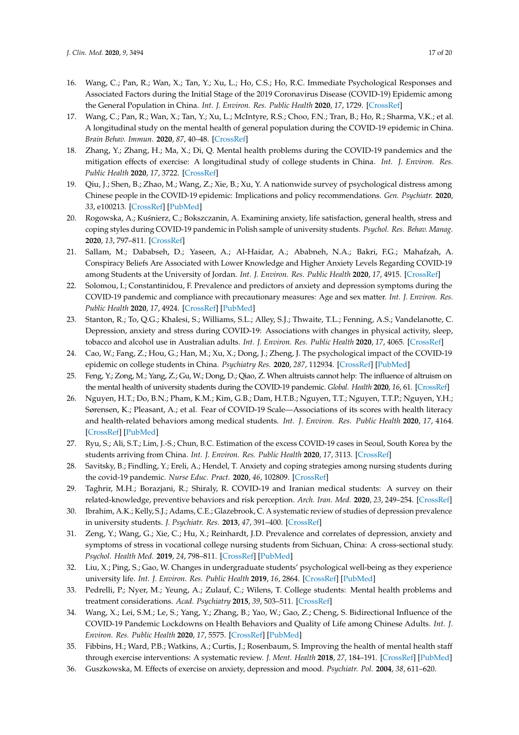16. Wang, C.; Pan, R.; Wan, X.; Tan, Y.; Xu, L.; Ho, C.S.; Ho, R.C. Immediate Psychological Responses and Associated Factors during the Initial Stage of the 2019 Coronavirus Disease (COVID-19) Epidemic among the General Population in China. *Int. J. Environ. Res. Public Health* **2020**, *17*, 1729. [CrossRef]
17. Wang, C.; Pan, R.; Wan, X.; Tan, Y.; Xu, L.; McIntyre, R.S.; Choo, F.N.; Tran, B.; Ho, R.; Sharma, V.K.; et al. A longitudinal study on the mental health of general population during the COVID-19 epidemic in China. *Brain Behav. Immun.* **2020**, *87*, 40–48. [CrossRef]
18. Zhang, Y.; Zhang, H.; Ma, X.; Di, Q. Mental health problems during the COVID-19 pandemics and the mitigation effects of exercise: A longitudinal study of college students in China. *Int. J. Environ. Res. Public Health* **2020**, *17*, 3722. [CrossRef]
19. Qiu, J.; Shen, B.; Zhao, M.; Wang, Z.; Xie, B.; Xu, Y. A nationwide survey of psychological distress among Chinese people in the COVID-19 epidemic: Implications and policy recommendations. *Gen. Psychiatr.* **2020**, *33*, e100213. [CrossRef] [PubMed]
20. Rogowska, A.; Kuśnierz, C.; Bokszczanin, A. Examining anxiety, life satisfaction, general health, stress and coping styles during COVID-19 pandemic in Polish sample of university students. *Psychol. Res. Behav. Manag.* **2020**, *13*, 797–811. [CrossRef]
21. Sallam, M.; Dababseh, D.; Yaseen, A.; Al-Haidar, A.; Ababneh, N.A.; Bakri, F.G.; Mahafzah, A. Conspiracy Beliefs Are Associated with Lower Knowledge and Higher Anxiety Levels Regarding COVID-19 among Students at the University of Jordan. *Int. J. Environ. Res. Public Health* **2020**, *17*, 4915. [CrossRef]
22. Solomou, I.; Constantinidou, F. Prevalence and predictors of anxiety and depression symptoms during the COVID-19 pandemic and compliance with precautionary measures: Age and sex matter. *Int. J. Environ. Res. Public Health* **2020**, *17*, 4924. [CrossRef] [PubMed]
23. Stanton, R.; To, Q.G.; Khalesi, S.; Williams, S.L.; Alley, S.J.; Thwaite, T.L.; Fenning, A.S.; Vandelanotte, C. Depression, anxiety and stress during COVID-19: Associations with changes in physical activity, sleep, tobacco and alcohol use in Australian adults. *Int. J. Environ. Res. Public Health* **2020**, *17*, 4065. [CrossRef]
24. Cao, W.; Fang, Z.; Hou, G.; Han, M.; Xu, X.; Dong, J.; Zheng, J. The psychological impact of the COVID-19 epidemic on college students in China. *Psychiatry Res.* **2020**, *287*, 112934. [CrossRef] [PubMed]
25. Feng, Y.; Zong, M.; Yang, Z.; Gu, W.; Dong, D.; Qiao, Z. When altruists cannot help: The influence of altruism on the mental health of university students during the COVID-19 pandemic. *Global. Health* **2020**, *16*, 61. [CrossRef]
26. Nguyen, H.T.; Do, B.N.; Pham, K.M.; Kim, G.B.; Dam, H.T.B.; Nguyen, T.T.; Nguyen, T.T.P.; Nguyen, Y.H.; Sørensen, K.; Pleasant, A.; et al. Fear of COVID-19 Scale—Associations of its scores with health literacy and health-related behaviors among medical students. *Int. J. Environ. Res. Public Health* **2020**, *17*, 4164. [CrossRef] [PubMed]
27. Ryu, S.; Ali, S.T.; Lim, J.-S.; Chun, B.C. Estimation of the excess COVID-19 cases in Seoul, South Korea by the students arriving from China. *Int. J. Environ. Res. Public Health* **2020**, *17*, 3113. [CrossRef]
28. Savitsky, B.; Findling, Y.; Ereli, A.; Hendel, T. Anxiety and coping strategies among nursing students during the covid-19 pandemic. *Nurse Educ. Pract.* **2020**, *46*, 102809. [CrossRef]
29. Taghrir, M.H.; Borazjani, R.; Shiraly, R. COVID-19 and Iranian medical students: A survey on their related-knowledge, preventive behaviors and risk perception. *Arch. Iran. Med.* **2020**, *23*, 249–254. [CrossRef]
30. Ibrahim, A.K.; Kelly, S.J.; Adams, C.E.; Glazebrook, C. A systematic review of studies of depression prevalence in university students. *J. Psychiatr. Res.* **2013**, *47*, 391–400. [CrossRef]
31. Zeng, Y.; Wang, G.; Xie, C.; Hu, X.; Reinhardt, J.D. Prevalence and correlates of depression, anxiety and symptoms of stress in vocational college nursing students from Sichuan, China: A cross-sectional study. *Psychol. Health Med.* **2019**, *24*, 798–811. [CrossRef] [PubMed]
32. Liu, X.; Ping, S.; Gao, W. Changes in undergraduate students' psychological well-being as they experience university life. *Int. J. Environ. Res. Public Health* **2019**, *16*, 2864. [CrossRef] [PubMed]
33. Pedrelli, P.; Nyer, M.; Yeung, A.; Zulauf, C.; Wilens, T. College students: Mental health problems and treatment considerations. *Acad. Psychiatry* **2015**, *39*, 503–511. [CrossRef]
34. Wang, X.; Lei, S.M.; Le, S.; Yang, Y.; Zhang, B.; Yao, W.; Gao, Z.; Cheng, S. Bidirectional Influence of the COVID-19 Pandemic Lockdowns on Health Behaviors and Quality of Life among Chinese Adults. *Int. J. Environ. Res. Public Health* **2020**, *17*, 5575. [CrossRef] [PubMed]
35. Fibbins, H.; Ward, P.B.; Watkins, A.; Curtis, J.; Rosenbaum, S. Improving the health of mental health staff through exercise interventions: A systematic review. *J. Ment. Health* **2018**, *27*, 184–191. [CrossRef] [PubMed]
36. Guszkowska, M. Effects of exercise on anxiety, depression and mood. *Psychiatr. Pol.* **2004**, *38*, 611–620.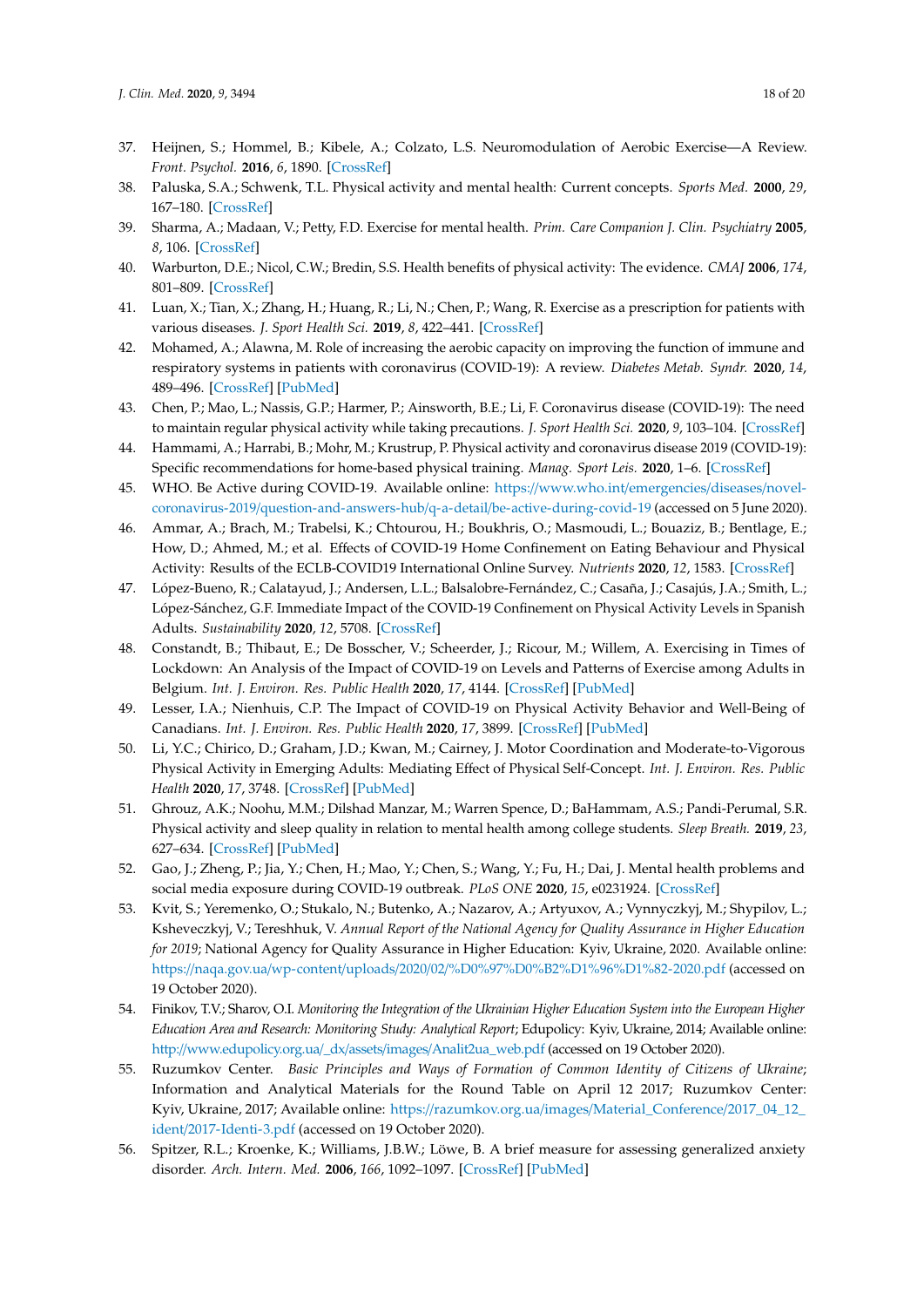37. Heijnen, S.; Hommel, B.; Kibele, A.; Colzato, L.S. Neuromodulation of Aerobic Exercise—A Review. *Front. Psychol.* **2016**, *6*, 1890. [CrossRef]
38. Paluska, S.A.; Schwenk, T.L. Physical activity and mental health: Current concepts. *Sports Med.* **2000**, *29*, 167–180. [CrossRef]
39. Sharma, A.; Madaan, V.; Petty, F.D. Exercise for mental health. *Prim. Care Companion J. Clin. Psychiatry* **2005**, *8*, 106. [CrossRef]
40. Warburton, D.E.; Nicol, C.W.; Bredin, S.S. Health benefits of physical activity: The evidence. *CMAJ* **2006**, *174*, 801–809. [CrossRef]
41. Luan, X.; Tian, X.; Zhang, H.; Huang, R.; Li, N.; Chen, P.; Wang, R. Exercise as a prescription for patients with various diseases. *J. Sport Health Sci.* **2019**, *8*, 422–441. [CrossRef]
42. Mohamed, A.; Alawna, M. Role of increasing the aerobic capacity on improving the function of immune and respiratory systems in patients with coronavirus (COVID-19): A review. *Diabetes Metab. Syndr.* **2020**, *14*, 489–496. [CrossRef] [PubMed]
43. Chen, P.; Mao, L.; Nassis, G.P.; Harmer, P.; Ainsworth, B.E.; Li, F. Coronavirus disease (COVID-19): The need to maintain regular physical activity while taking precautions. *J. Sport Health Sci.* **2020**, *9*, 103–104. [CrossRef]
44. Hammami, A.; Harrabi, B.; Mohr, M.; Krustrup, P. Physical activity and coronavirus disease 2019 (COVID-19): Specific recommendations for home-based physical training. *Manag. Sport Leis.* **2020**, 1–6. [CrossRef]
45. WHO. Be Active during COVID-19. Available online: https://www.who.int/emergencies/diseases/novel-coronavirus-2019/question-and-answers-hub/q-a-detail/be-active-during-covid-19 (accessed on 5 June 2020).
46. Ammar, A.; Brach, M.; Trabelsi, K.; Chtourou, H.; Boukhris, O.; Masmoudi, L.; Bouaziz, B.; Bentlage, E.; How, D.; Ahmed, M.; et al. Effects of COVID-19 Home Confinement on Eating Behaviour and Physical Activity: Results of the ECLB-COVID19 International Online Survey. *Nutrients* **2020**, *12*, 1583. [CrossRef]
47. López-Bueno, R.; Calatayud, J.; Andersen, L.L.; Balsalobre-Fernández, C.; Casaña, J.; Casajús, J.A.; Smith, L.; López-Sánchez, G.F. Immediate Impact of the COVID-19 Confinement on Physical Activity Levels in Spanish Adults. *Sustainability* **2020**, *12*, 5708. [CrossRef]
48. Constandt, B.; Thibaut, E.; De Bosscher, V.; Scheerder, J.; Ricour, M.; Willem, A. Exercising in Times of Lockdown: An Analysis of the Impact of COVID-19 on Levels and Patterns of Exercise among Adults in Belgium. *Int. J. Environ. Res. Public Health* **2020**, *17*, 4144. [CrossRef] [PubMed]
49. Lesser, I.A.; Nienhuis, C.P. The Impact of COVID-19 on Physical Activity Behavior and Well-Being of Canadians. *Int. J. Environ. Res. Public Health* **2020**, *17*, 3899. [CrossRef] [PubMed]
50. Li, Y.C.; Chirico, D.; Graham, J.D.; Kwan, M.; Cairney, J. Motor Coordination and Moderate-to-Vigorous Physical Activity in Emerging Adults: Mediating Effect of Physical Self-Concept. *Int. J. Environ. Res. Public Health* **2020**, *17*, 3748. [CrossRef] [PubMed]
51. Ghrouz, A.K.; Noohu, M.M.; Dilshad Manzar, M.; Warren Spence, D.; BaHammam, A.S.; Pandi-Perumal, S.R. Physical activity and sleep quality in relation to mental health among college students. *Sleep Breath.* **2019**, *23*, 627–634. [CrossRef] [PubMed]
52. Gao, J.; Zheng, P.; Jia, Y.; Chen, H.; Mao, Y.; Chen, S.; Wang, Y.; Fu, H.; Dai, J. Mental health problems and social media exposure during COVID-19 outbreak. *PLoS ONE* **2020**, *15*, e0231924. [CrossRef]
53. Kvit, S.; Yeremenko, O.; Stukalo, N.; Butenko, A.; Nazarov, A.; Artyuxov, A.; Vynnyczkyj, M.; Shypilov, L.; Ksheveczkyj, V.; Tereshhuk, V. *Annual Report of the National Agency for Quality Assurance in Higher Education for 2019*; National Agency for Quality Assurance in Higher Education: Kyiv, Ukraine, 2020. Available online: https://naqa.gov.ua/wp-content/uploads/2020/02/%D0%97%D0%B2%D1%96%D1%82-2020.pdf (accessed on 19 October 2020).
54. Finikov, T.V.; Sharov, O.I. *Monitoring the Integration of the Ukrainian Higher Education System into the European Higher Education Area and Research: Monitoring Study: Analytical Report*; Edupolicy: Kyiv, Ukraine, 2014; Available online: http://www.edupolicy.org.ua/_dx/assets/images/Analit2ua_web.pdf (accessed on 19 October 2020).
55. Ruzumkov Center. *Basic Principles and Ways of Formation of Common Identity of Citizens of Ukraine*; Information and Analytical Materials for the Round Table on April 12 2017; Ruzumkov Center: Kyiv, Ukraine, 2017; Available online: https://razumkov.org.ua/images/Material_Conference/2017_04_12_ident/2017-Identi-3.pdf (accessed on 19 October 2020).
56. Spitzer, R.L.; Kroenke, K.; Williams, J.B.W.; Löwe, B. A brief measure for assessing generalized anxiety disorder. *Arch. Intern. Med.* **2006**, *166*, 1092–1097. [CrossRef] [PubMed]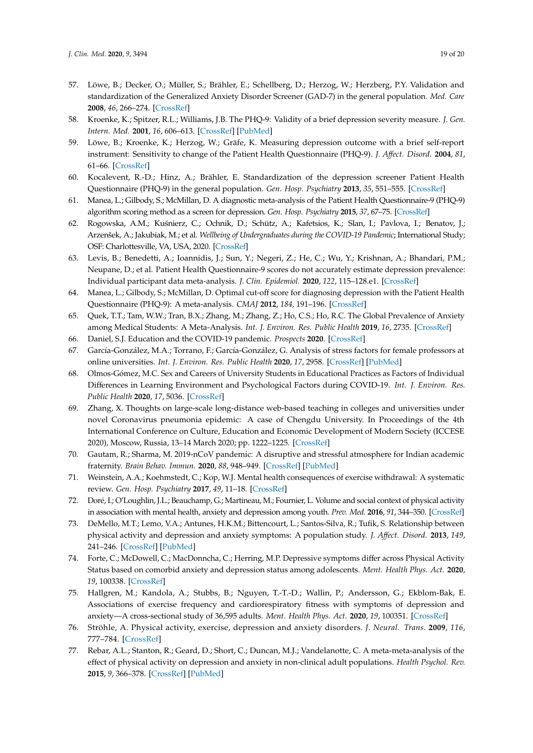57. Löwe, B.; Decker, O.; Müller, S.; Brähler, E.; Schellberg, D.; Herzog, W.; Herzberg, P.Y. Validation and standardization of the Generalized Anxiety Disorder Screener (GAD-7) in the general population. *Med. Care* **2008**, *46*, 266–274. [CrossRef]
58. Kroenke, K.; Spitzer, R.L.; Williams, J.B. The PHQ-9: Validity of a brief depression severity measure. *J. Gen. Intern. Med.* **2001**, *16*, 606–613. [CrossRef] [PubMed]
59. Löwe, B.; Kroenke, K.; Herzog, W.; Gräfe, K. Measuring depression outcome with a brief self-report instrument: Sensitivity to change of the Patient Health Questionnaire (PHQ-9). *J. Affect. Disord.* **2004**, *81*, 61–66. [CrossRef]
60. Kocalevent, R.-D.; Hinz, A.; Brähler, E. Standardization of the depression screener Patient Health Questionnaire (PHQ-9) in the general population. *Gen. Hosp. Psychiatry* **2013**, *35*, 551–555. [CrossRef]
61. Manea, L.; Gilbody, S.; McMillan, D. A diagnostic meta-analysis of the Patient Health Questionnaire-9 (PHQ-9) algorithm scoring method as a screen for depression. *Gen. Hosp. Psychiatry* **2015**, *37*, 67–75. [CrossRef]
62. Rogowska, A.M.; Kuśnierz, C.; Ochnik, D.; Schütz, A.; Kafetsios, K.; Slan, I.; Pavlova, I.; Benatov, J.; Arzenšek, A.; Jakubiak, M.; et al. *Wellbeing of Undergraduates during the COVID-19 Pandemic*; International Study; OSF: Charlottesville, VA, USA, 2020. [CrossRef]
63. Levis, B.; Benedetti, A.; Ioannidis, J.; Sun, Y.; Negeri, Z.; He, C.; Wu, Y.; Krishnan, A.; Bhandari, P.M.; Neupane, D.; et al. Patient Health Questionnaire-9 scores do not accurately estimate depression prevalence: Individual participant data meta-analysis. *J. Clin. Epidemiol.* **2020**, *122*, 115–128.e1. [CrossRef]
64. Manea, L.; Gilbody, S.; McMillan, D. Optimal cut-off score for diagnosing depression with the Patient Health Questionnaire (PHQ-9): A meta-analysis. *CMAJ* **2012**, *184*, 191–196. [CrossRef]
65. Quek, T.T.; Tam, W.W.; Tran, B.X.; Zhang, M.; Zhang, Z.; Ho, C.S.; Ho, R.C. The Global Prevalence of Anxiety among Medical Students: A Meta-Analysis. *Int. J. Environ. Res. Public Health* **2019**, *16*, 2735. [CrossRef]
66. Daniel, S.J. Education and the COVID-19 pandemic. *Prospects* **2020**. [CrossRef]
67. García-González, M.A.; Torrano, F.; García-González, G. Analysis of stress factors for female professors at online universities. *Int. J. Environ. Res. Public Health* **2020**, *17*, 2958. [CrossRef] [PubMed]
68. Olmos-Gómez, M.C. Sex and Careers of University Students in Educational Practices as Factors of Individual Differences in Learning Environment and Psychological Factors during COVID-19. *Int. J. Environ. Res. Public Health* **2020**, *17*, 5036. [CrossRef]
69. Zhang, X. Thoughts on large-scale long-distance web-based teaching in colleges and universities under novel Coronavirus pneumonia epidemic: A case of Chengdu University. In Proceedings of the 4th International Conference on Culture, Education and Economic Development of Modern Society (ICCESE 2020), Moscow, Russia, 13–14 March 2020; pp. 1222–1225. [CrossRef]
70. Gautam, R.; Sharma, M. 2019-nCoV pandemic: A disruptive and stressful atmosphere for Indian academic fraternity. *Brain Behav. Immun.* **2020**, *88*, 948–949. [CrossRef] [PubMed]
71. Weinstein, A.A.; Koehmstedt, C.; Kop, W.J. Mental health consequences of exercise withdrawal: A systematic review. *Gen. Hosp. Psychiatry* **2017**, *49*, 11–18. [CrossRef]
72. Doré, I.; O'Loughlin, J.L.; Beauchamp, G.; Martineau, M.; Fournier, L. Volume and social context of physical activity in association with mental health, anxiety and depression among youth. *Prev. Med.* **2016**, *91*, 344–350. [CrossRef]
73. DeMello, M.T.; Lemo, V.A.; Antunes, H.K.M.; Bittencourt, L.; Santos-Silva, R.; Tufik, S. Relationship between physical activity and depression and anxiety symptoms: A population study. *J. Affect. Disord.* **2013**, *149*, 241–246. [CrossRef] [PubMed]
74. Forte, C.; McDowell, C.; MacDonncha, C.; Herring, M.P. Depressive symptoms differ across Physical Activity Status based on comorbid anxiety and depression status among adolescents. *Ment. Health Phys. Act.* **2020**, *19*, 100338. [CrossRef]
75. Hallgren, M.; Kandola, A.; Stubbs, B.; Nguyen, T.-T.-D.; Wallin, P.; Andersson, G.; Ekblom-Bak, E. Associations of exercise frequency and cardiorespiratory fitness with symptoms of depression and anxiety—A cross-sectional study of 36,595 adults. *Ment. Health Phys. Act.* **2020**, *19*, 100351. [CrossRef]
76. Ströhle, A. Physical activity, exercise, depression and anxiety disorders. *J. Neural. Trans.* **2009**, *116*, 777–784. [CrossRef]
77. Rebar, A.L.; Stanton, R.; Geard, D.; Short, C.; Duncan, M.J.; Vandelanotte, C. A meta-meta-analysis of the effect of physical activity on depression and anxiety in non-clinical adult populations. *Health Psychol. Rev.* **2015**, *9*, 366–378. [CrossRef] [PubMed]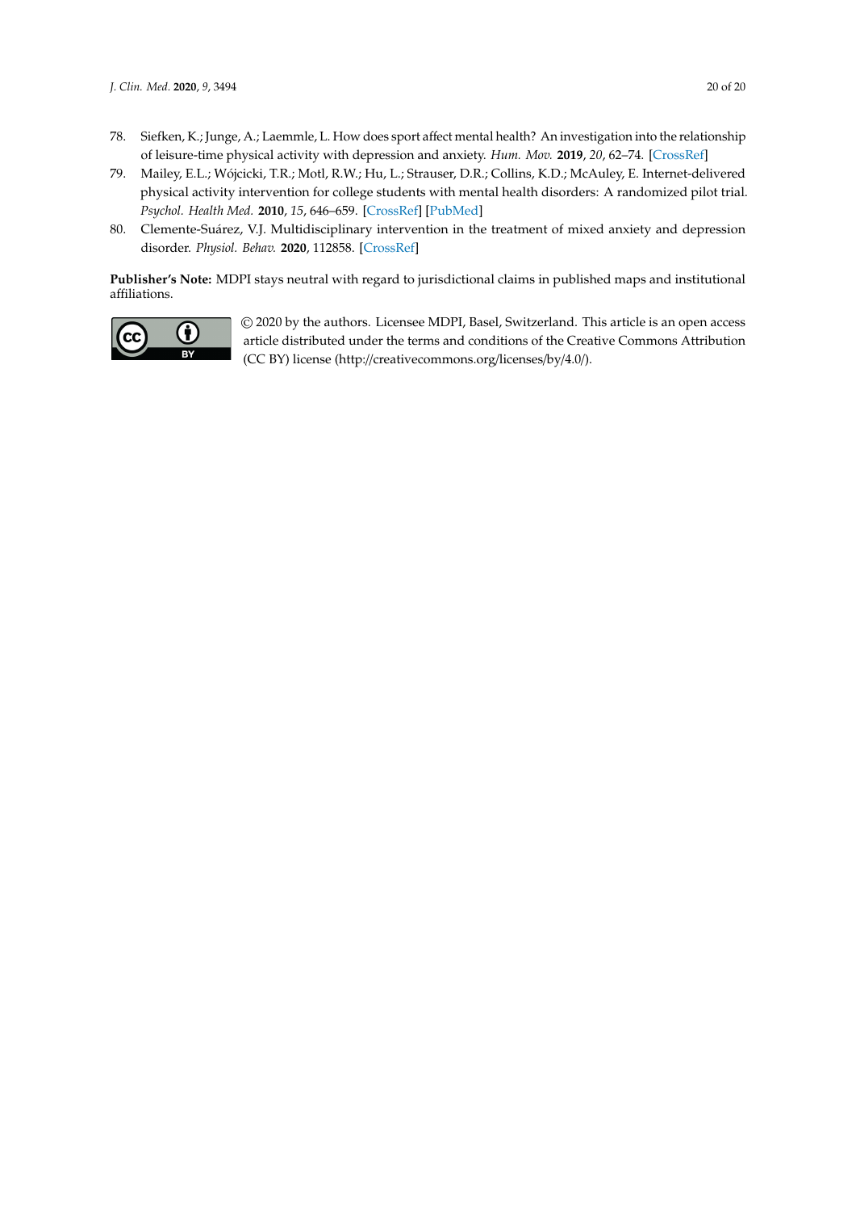78. Siefken, K.; Junge, A.; Laemmle, L. How does sport affect mental health? An investigation into the relationship of leisure-time physical activity with depression and anxiety. *Hum. Mov.* **2019**, *20*, 62–74. [CrossRef]
79. Mailey, E.L.; Wójcicki, T.R.; Motl, R.W.; Hu, L.; Strauser, D.R.; Collins, K.D.; McAuley, E. Internet-delivered physical activity intervention for college students with mental health disorders: A randomized pilot trial. *Psychol. Health Med.* **2010**, *15*, 646–659. [CrossRef] [PubMed]
80. Clemente-Suárez, V.J. Multidisciplinary intervention in the treatment of mixed anxiety and depression disorder. *Physiol. Behav.* **2020**, 112858. [CrossRef]

**Publisher's Note:** MDPI stays neutral with regard to jurisdictional claims in published maps and institutional affiliations.

© 2020 by the authors. Licensee MDPI, Basel, Switzerland. This article is an open access article distributed under the terms and conditions of the Creative Commons Attribution (CC BY) license (http://creativecommons.org/licenses/by/4.0/).